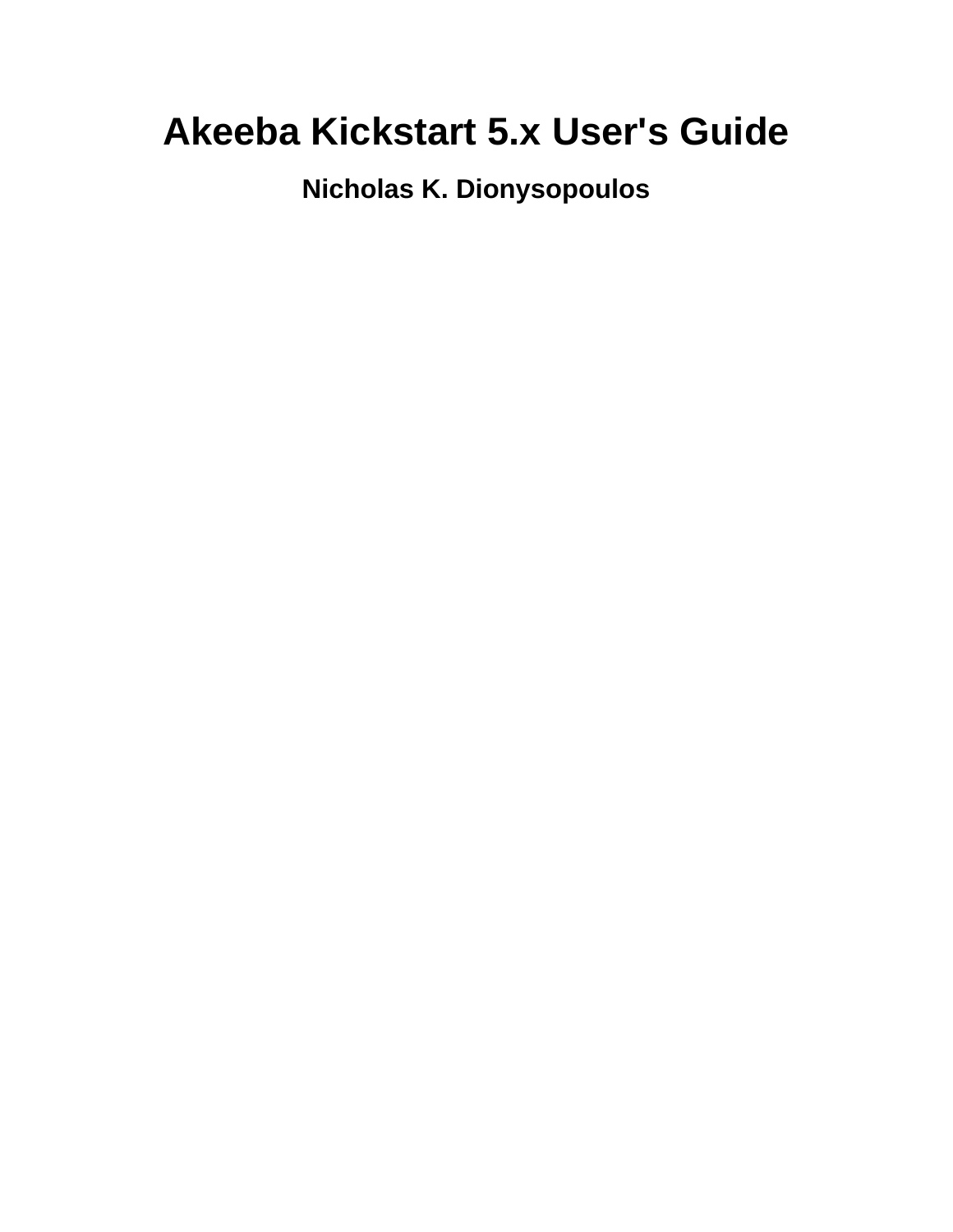# Akeeba Kickstart 5.x User's Guide

**Nicholas K. Dionysopoulos**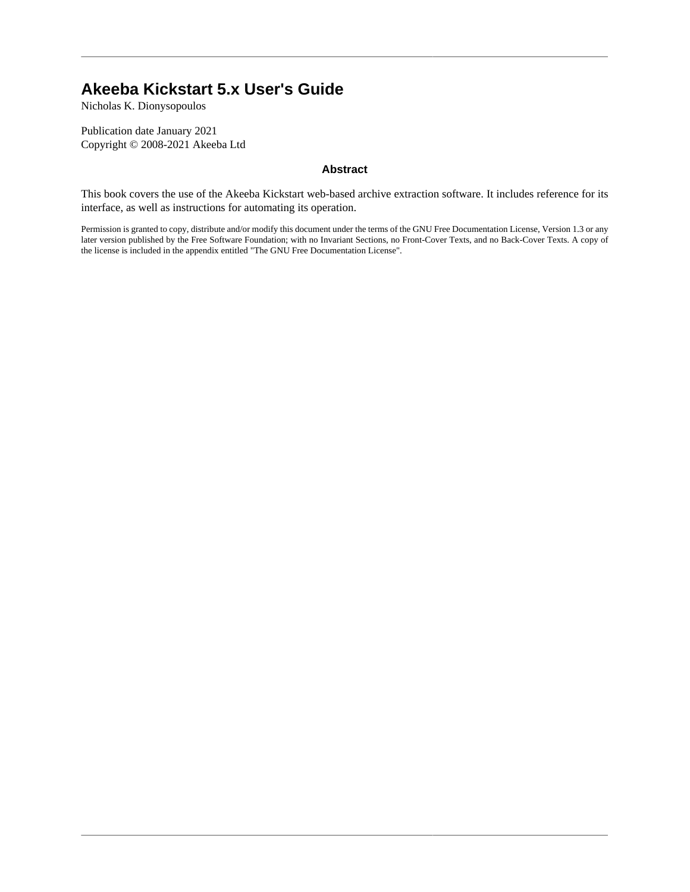# Akeeba Kickstart 5.x User's Guide

Nicholas K. Dionysopoulos

Publication date January 2021
Copyright © 2008-2021 Akeeba Ltd

### Abstract

This book covers the use of the Akeeba Kickstart web-based archive extraction software. It includes reference for its interface, as well as instructions for automating its operation.

Permission is granted to copy, distribute and/or modify this document under the terms of the GNU Free Documentation License, Version 1.3 or any later version published by the Free Software Foundation; with no Invariant Sections, no Front-Cover Texts, and no Back-Cover Texts. A copy of the license is included in the appendix entitled "The GNU Free Documentation License".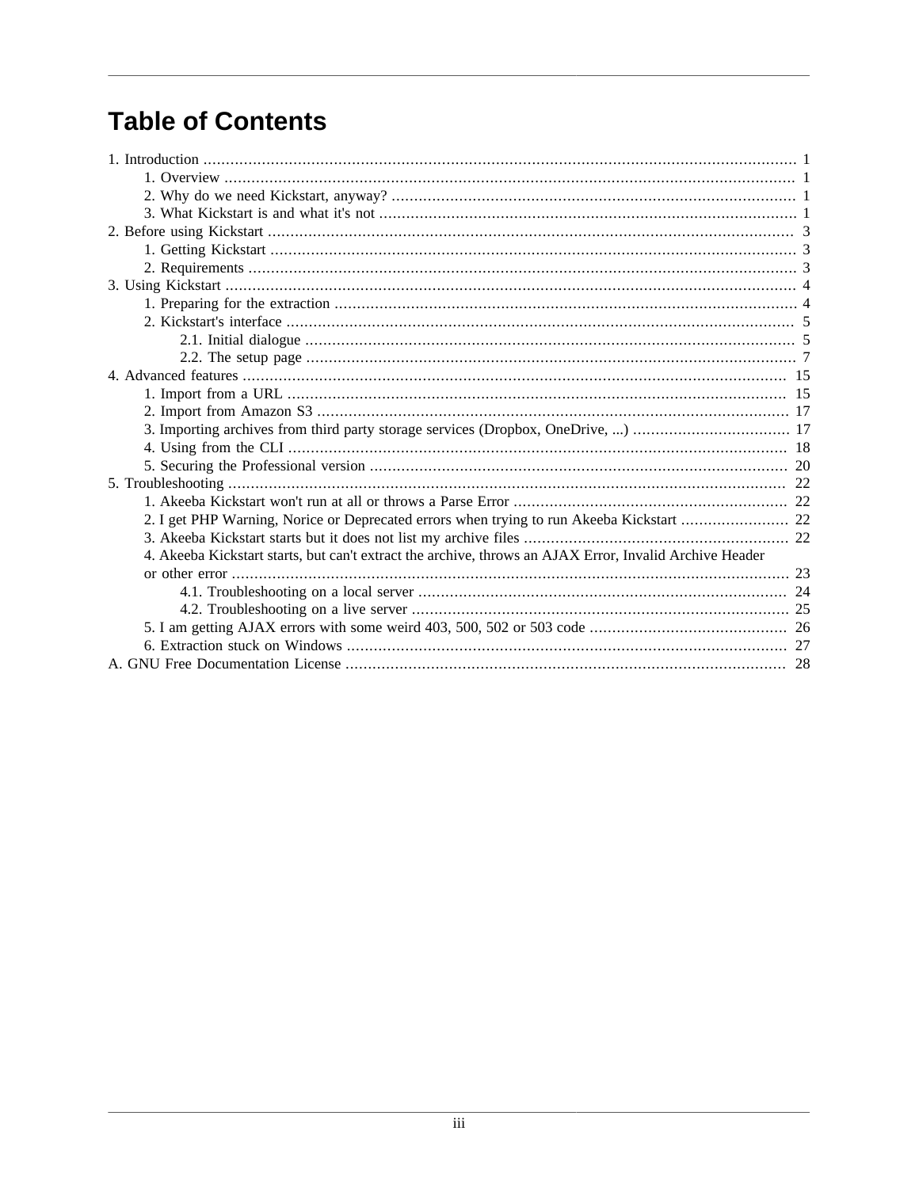# Table of Contents

- 1. Introduction ..... 1
  - 1. Overview ..... 1
  - 2. Why do we need Kickstart, anyway? ..... 1
  - 3. What Kickstart is and what it's not ..... 1
- 2. Before using Kickstart ..... 3
  - 1. Getting Kickstart ..... 3
  - 2. Requirements ..... 3
- 3. Using Kickstart ..... 4
  - 1. Preparing for the extraction ..... 4
  - 2. Kickstart's interface ..... 5
    - 2.1. Initial dialogue ..... 5
    - 2.2. The setup page ..... 7
- 4. Advanced features ..... 15
  - 1. Import from a URL ..... 15
  - 2. Import from Amazon S3 ..... 17
  - 3. Importing archives from third party storage services (Dropbox, OneDrive, ...) ..... 17
  - 4. Using from the CLI ..... 18
  - 5. Securing the Professional version ..... 20
- 5. Troubleshooting ..... 22
  - 1. Akeeba Kickstart won't run at all or throws a Parse Error ..... 22
  - 2. I get PHP Warning, Norice or Deprecated errors when trying to run Akeeba Kickstart ..... 22
  - 3. Akeeba Kickstart starts but it does not list my archive files ..... 22
  - 4. Akeeba Kickstart starts, but can't extract the archive, throws an AJAX Error, Invalid Archive Header or other error ..... 23
    - 4.1. Troubleshooting on a local server ..... 24
    - 4.2. Troubleshooting on a live server ..... 25
  - 5. I am getting AJAX errors with some weird 403, 500, 502 or 503 code ..... 26
  - 6. Extraction stuck on Windows ..... 27
- A. GNU Free Documentation License ..... 28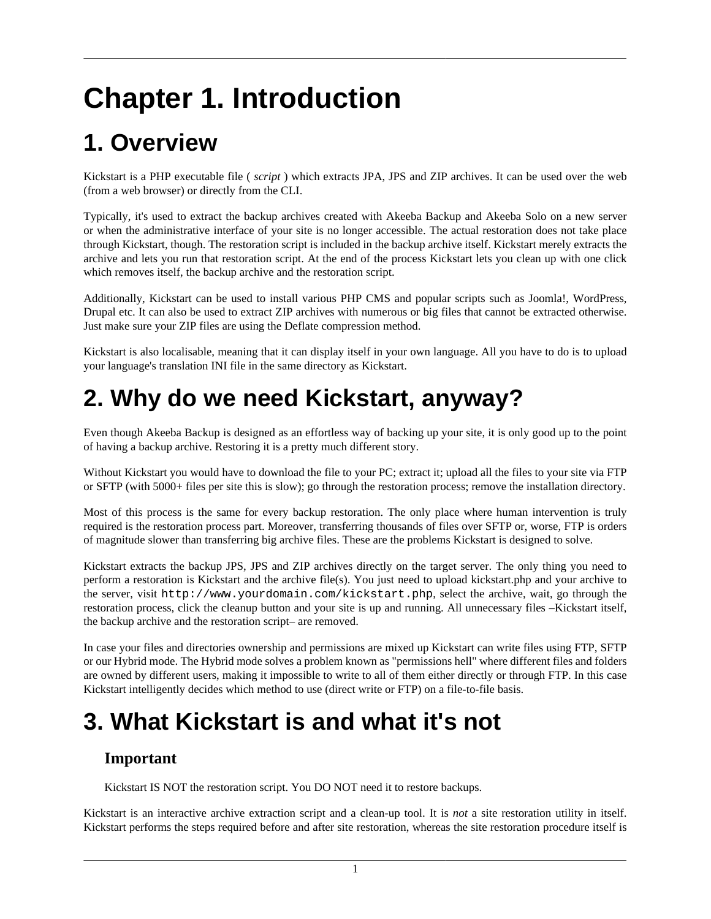# Chapter 1. Introduction

# 1. Overview

Kickstart is a PHP executable file ( *script* ) which extracts JPA, JPS and ZIP archives. It can be used over the web (from a web browser) or directly from the CLI.

Typically, it's used to extract the backup archives created with Akeeba Backup and Akeeba Solo on a new server or when the administrative interface of your site is no longer accessible. The actual restoration does not take place through Kickstart, though. The restoration script is included in the backup archive itself. Kickstart merely extracts the archive and lets you run that restoration script. At the end of the process Kickstart lets you clean up with one click which removes itself, the backup archive and the restoration script.

Additionally, Kickstart can be used to install various PHP CMS and popular scripts such as Joomla!, WordPress, Drupal etc. It can also be used to extract ZIP archives with numerous or big files that cannot be extracted otherwise. Just make sure your ZIP files are using the Deflate compression method.

Kickstart is also localisable, meaning that it can display itself in your own language. All you have to do is to upload your language's translation INI file in the same directory as Kickstart.

# 2. Why do we need Kickstart, anyway?

Even though Akeeba Backup is designed as an effortless way of backing up your site, it is only good up to the point of having a backup archive. Restoring it is a pretty much different story.

Without Kickstart you would have to download the file to your PC; extract it; upload all the files to your site via FTP or SFTP (with 5000+ files per site this is slow); go through the restoration process; remove the installation directory.

Most of this process is the same for every backup restoration. The only place where human intervention is truly required is the restoration process part. Moreover, transferring thousands of files over SFTP or, worse, FTP is orders of magnitude slower than transferring big archive files. These are the problems Kickstart is designed to solve.

Kickstart extracts the backup JPS, JPS and ZIP archives directly on the target server. The only thing you need to perform a restoration is Kickstart and the archive file(s). You just need to upload kickstart.php and your archive to the server, visit `http://www.yourdomain.com/kickstart.php`, select the archive, wait, go through the restoration process, click the cleanup button and your site is up and running. All unnecessary files –Kickstart itself, the backup archive and the restoration script– are removed.

In case your files and directories ownership and permissions are mixed up Kickstart can write files using FTP, SFTP or our Hybrid mode. The Hybrid mode solves a problem known as "permissions hell" where different files and folders are owned by different users, making it impossible to write to all of them either directly or through FTP. In this case Kickstart intelligently decides which method to use (direct write or FTP) on a file-to-file basis.

# 3. What Kickstart is and what it's not

### Important

Kickstart IS NOT the restoration script. You DO NOT need it to restore backups.

Kickstart is an interactive archive extraction script and a clean-up tool. It is *not* a site restoration utility in itself. Kickstart performs the steps required before and after site restoration, whereas the site restoration procedure itself is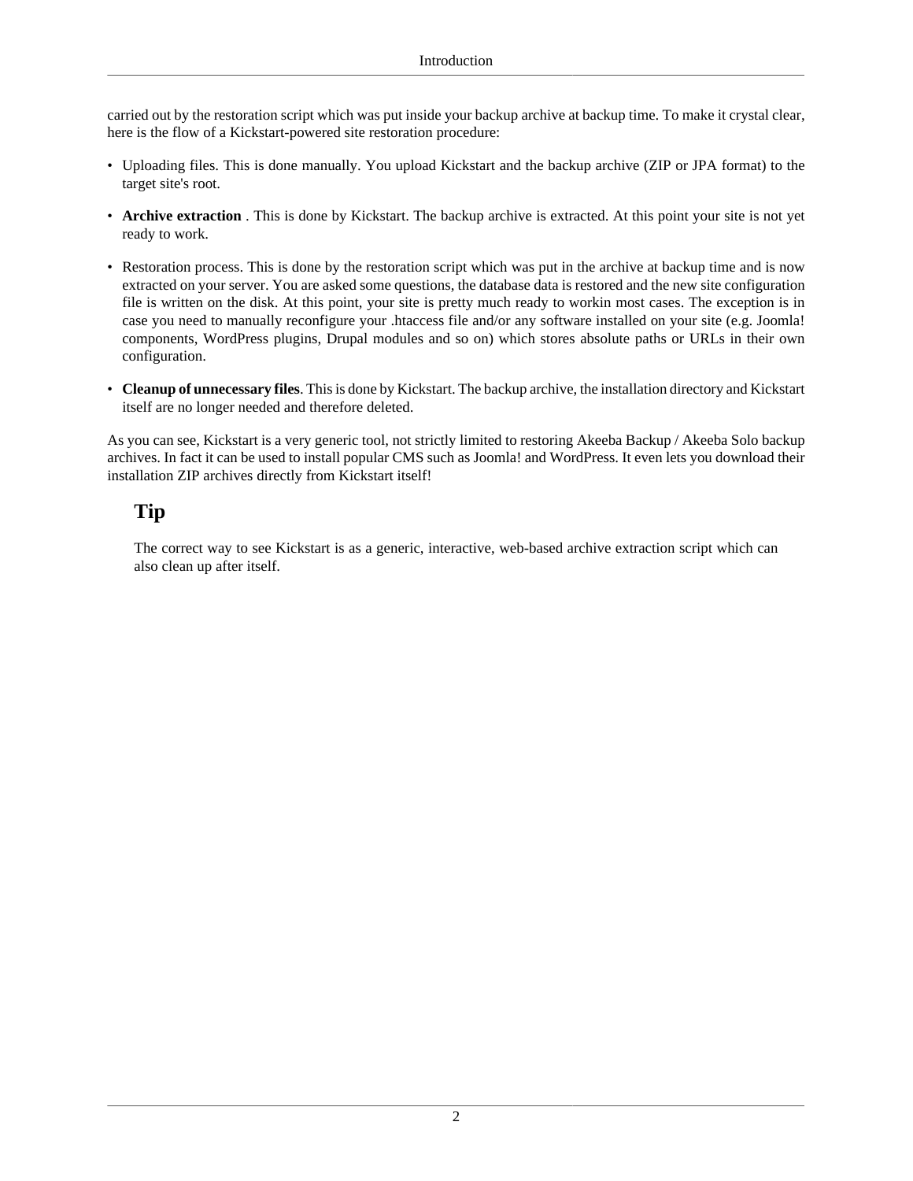carried out by the restoration script which was put inside your backup archive at backup time. To make it crystal clear, here is the flow of a Kickstart-powered site restoration procedure:

- Uploading files. This is done manually. You upload Kickstart and the backup archive (ZIP or JPA format) to the target site's root.
- **Archive extraction** . This is done by Kickstart. The backup archive is extracted. At this point your site is not yet ready to work.
- Restoration process. This is done by the restoration script which was put in the archive at backup time and is now extracted on your server. You are asked some questions, the database data is restored and the new site configuration file is written on the disk. At this point, your site is pretty much ready to workin most cases. The exception is in case you need to manually reconfigure your .htaccess file and/or any software installed on your site (e.g. Joomla! components, WordPress plugins, Drupal modules and so on) which stores absolute paths or URLs in their own configuration.
- **Cleanup of unnecessary files**. This is done by Kickstart. The backup archive, the installation directory and Kickstart itself are no longer needed and therefore deleted.

As you can see, Kickstart is a very generic tool, not strictly limited to restoring Akeeba Backup / Akeeba Solo backup archives. In fact it can be used to install popular CMS such as Joomla! and WordPress. It even lets you download their installation ZIP archives directly from Kickstart itself!

## Tip

The correct way to see Kickstart is as a generic, interactive, web-based archive extraction script which can also clean up after itself.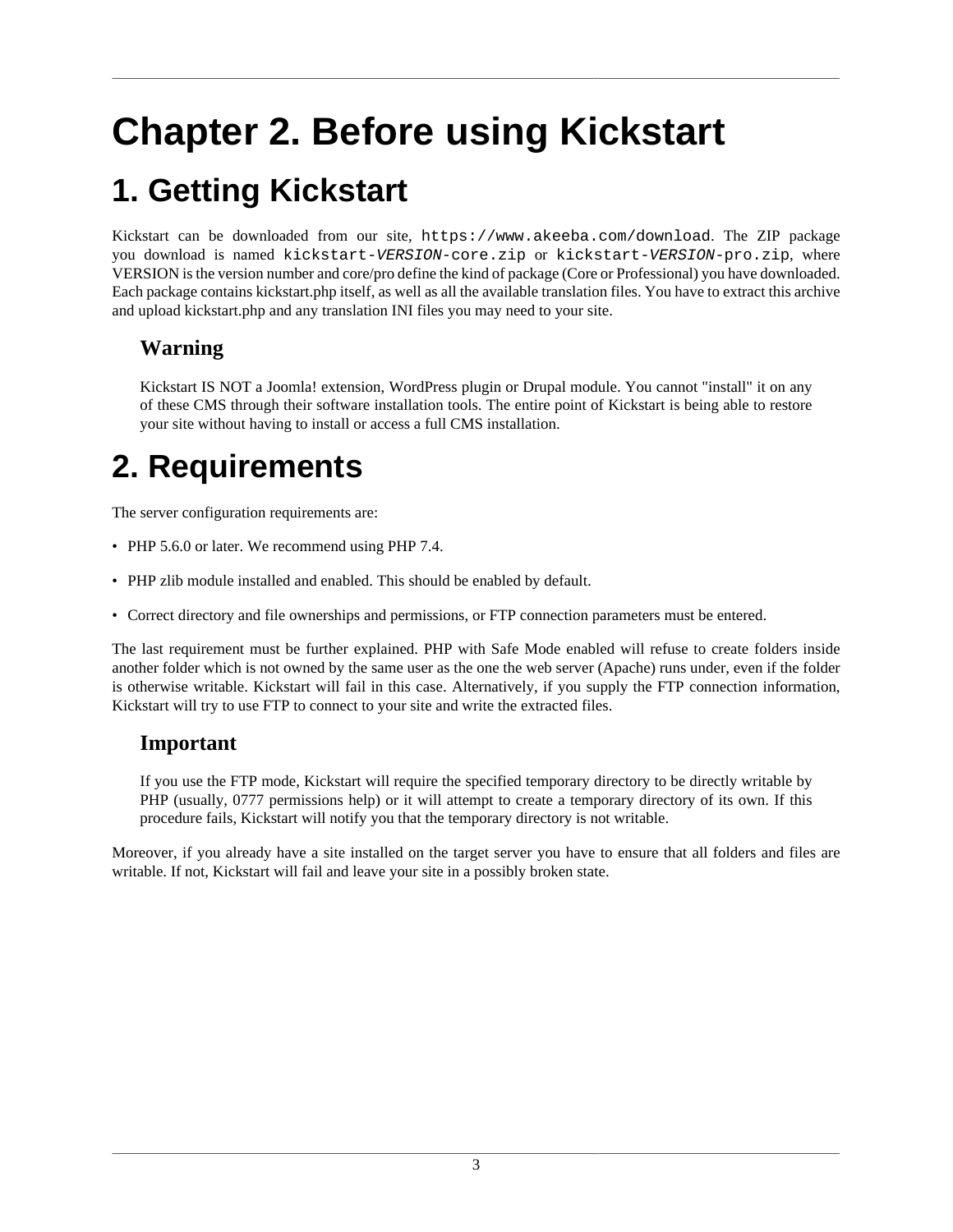# Chapter 2. Before using Kickstart

## 1. Getting Kickstart

Kickstart can be downloaded from our site, `https://www.akeeba.com/download`. The ZIP package you download is named `kickstart-*VERSION*-core.zip` or `kickstart-*VERSION*-pro.zip`, where VERSION is the version number and core/pro define the kind of package (Core or Professional) you have downloaded. Each package contains kickstart.php itself, as well as all the available translation files. You have to extract this archive and upload kickstart.php and any translation INI files you may need to your site.

### Warning

Kickstart IS NOT a Joomla! extension, WordPress plugin or Drupal module. You cannot "install" it on any of these CMS through their software installation tools. The entire point of Kickstart is being able to restore your site without having to install or access a full CMS installation.

## 2. Requirements

The server configuration requirements are:

- PHP 5.6.0 or later. We recommend using PHP 7.4.
- PHP zlib module installed and enabled. This should be enabled by default.
- Correct directory and file ownerships and permissions, or FTP connection parameters must be entered.

The last requirement must be further explained. PHP with Safe Mode enabled will refuse to create folders inside another folder which is not owned by the same user as the one the web server (Apache) runs under, even if the folder is otherwise writable. Kickstart will fail in this case. Alternatively, if you supply the FTP connection information, Kickstart will try to use FTP to connect to your site and write the extracted files.

### Important

If you use the FTP mode, Kickstart will require the specified temporary directory to be directly writable by PHP (usually, 0777 permissions help) or it will attempt to create a temporary directory of its own. If this procedure fails, Kickstart will notify you that the temporary directory is not writable.

Moreover, if you already have a site installed on the target server you have to ensure that all folders and files are writable. If not, Kickstart will fail and leave your site in a possibly broken state.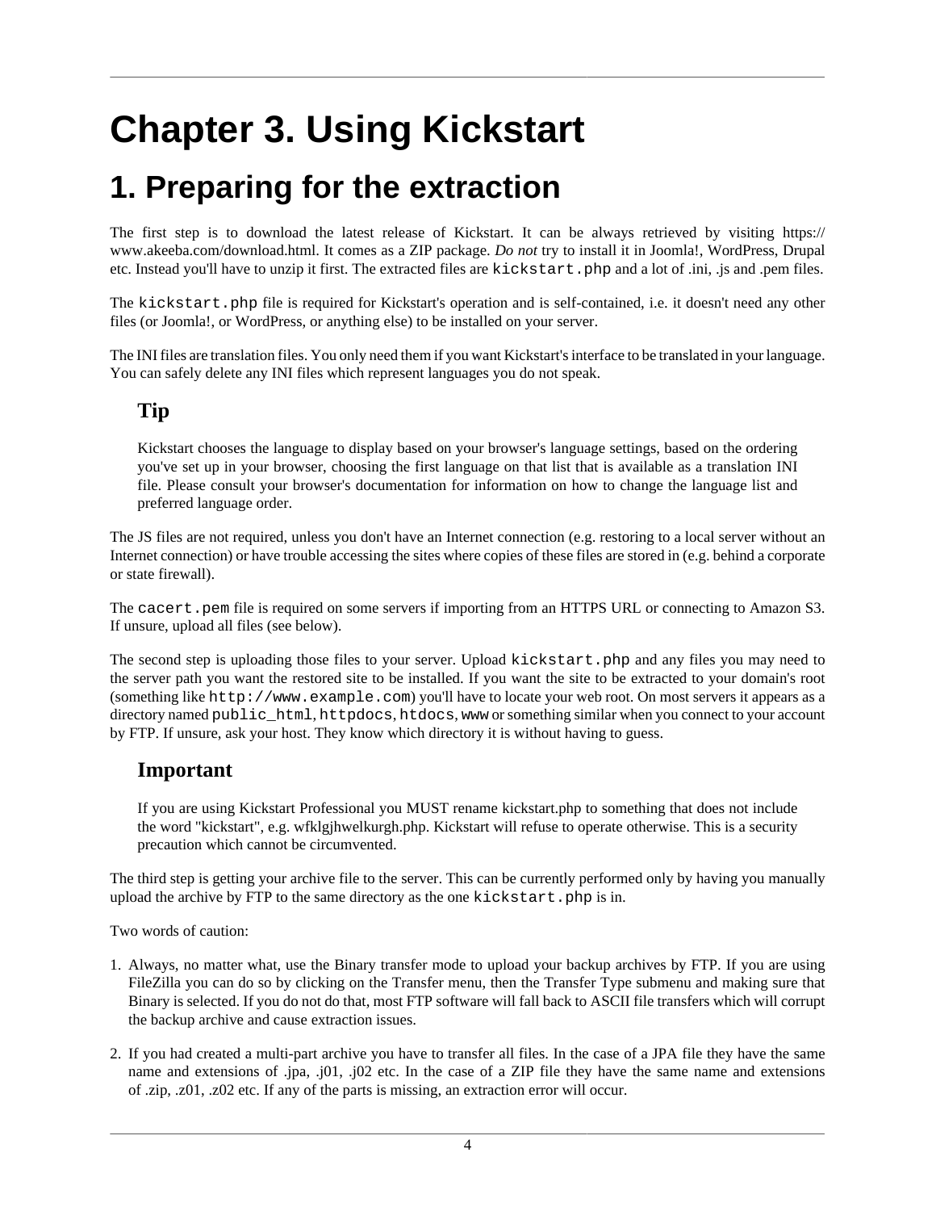# Chapter 3. Using Kickstart

## 1. Preparing for the extraction

The first step is to download the latest release of Kickstart. It can be always retrieved by visiting https://www.akeeba.com/download.html. It comes as a ZIP package. *Do not* try to install it in Joomla!, WordPress, Drupal etc. Instead you'll have to unzip it first. The extracted files are `kickstart.php` and a lot of .ini, .js and .pem files.

The `kickstart.php` file is required for Kickstart's operation and is self-contained, i.e. it doesn't need any other files (or Joomla!, or WordPress, or anything else) to be installed on your server.

The INI files are translation files. You only need them if you want Kickstart's interface to be translated in your language. You can safely delete any INI files which represent languages you do not speak.

### Tip

Kickstart chooses the language to display based on your browser's language settings, based on the ordering you've set up in your browser, choosing the first language on that list that is available as a translation INI file. Please consult your browser's documentation for information on how to change the language list and preferred language order.

The JS files are not required, unless you don't have an Internet connection (e.g. restoring to a local server without an Internet connection) or have trouble accessing the sites where copies of these files are stored in (e.g. behind a corporate or state firewall).

The `cacert.pem` file is required on some servers if importing from an HTTPS URL or connecting to Amazon S3. If unsure, upload all files (see below).

The second step is uploading those files to your server. Upload `kickstart.php` and any files you may need to the server path you want the restored site to be installed. If you want the site to be extracted to your domain's root (something like `http://www.example.com`) you'll have to locate your web root. On most servers it appears as a directory named `public_html`, `httpdocs`, `htdocs`, `www` or something similar when you connect to your account by FTP. If unsure, ask your host. They know which directory it is without having to guess.

### Important

If you are using Kickstart Professional you MUST rename kickstart.php to something that does not include the word "kickstart", e.g. wfklgjhwelkurgh.php. Kickstart will refuse to operate otherwise. This is a security precaution which cannot be circumvented.

The third step is getting your archive file to the server. This can be currently performed only by having you manually upload the archive by FTP to the same directory as the one `kickstart.php` is in.

Two words of caution:

1. Always, no matter what, use the Binary transfer mode to upload your backup archives by FTP. If you are using FileZilla you can do so by clicking on the Transfer menu, then the Transfer Type submenu and making sure that Binary is selected. If you do not do that, most FTP software will fall back to ASCII file transfers which will corrupt the backup archive and cause extraction issues.
2. If you had created a multi-part archive you have to transfer all files. In the case of a JPA file they have the same name and extensions of .jpa, .j01, .j02 etc. In the case of a ZIP file they have the same name and extensions of .zip, .z01, .z02 etc. If any of the parts is missing, an extraction error will occur.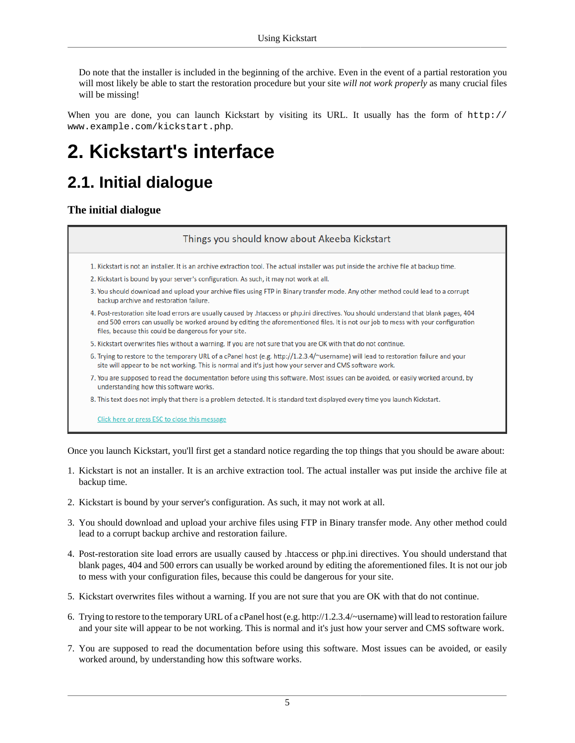Do note that the installer is included in the beginning of the archive. Even in the event of a partial restoration you will most likely be able to start the restoration procedure but your site *will not work properly* as many crucial files will be missing!

When you are done, you can launch Kickstart by visiting its URL. It usually has the form of `http://www.example.com/kickstart.php`.

# 2. Kickstart's interface

## 2.1. Initial dialogue

### The initial dialogue

> **Things you should know about Akeeba Kickstart**
>
> 1. Kickstart is not an installer. It is an archive extraction tool. The actual installer was put inside the archive file at backup time.
> 2. Kickstart is bound by your server's configuration. As such, it may not work at all.
> 3. You should download and upload your archive files using FTP in Binary transfer mode. Any other method could lead to a corrupt backup archive and restoration failure.
> 4. Post-restoration site load errors are usually caused by .htaccess or php.ini directives. You should understand that blank pages, 404 and 500 errors can usually be worked around by editing the aforementioned files. It is not our job to mess with your configuration files, because this could be dangerous for your site.
> 5. Kickstart overwrites files without a warning. If you are not sure that you are OK with that do not continue.
> 6. Trying to restore to the temporary URL of a cPanel host (e.g. http://1.2.3.4/~username) will lead to restoration failure and your site will appear to be not working. This is normal and it's just how your server and CMS software work.
> 7. You are supposed to read the documentation before using this software. Most issues can be avoided, or easily worked around, by understanding how this software works.
> 8. This text does not imply that there is a problem detected. It is standard text displayed every time you launch Kickstart.
>
> Click here or press ESC to close this message

Once you launch Kickstart, you'll first get a standard notice regarding the top things that you should be aware about:

1. Kickstart is not an installer. It is an archive extraction tool. The actual installer was put inside the archive file at backup time.

2. Kickstart is bound by your server's configuration. As such, it may not work at all.

3. You should download and upload your archive files using FTP in Binary transfer mode. Any other method could lead to a corrupt backup archive and restoration failure.

4. Post-restoration site load errors are usually caused by .htaccess or php.ini directives. You should understand that blank pages, 404 and 500 errors can usually be worked around by editing the aforementioned files. It is not our job to mess with your configuration files, because this could be dangerous for your site.

5. Kickstart overwrites files without a warning. If you are not sure that you are OK with that do not continue.

6. Trying to restore to the temporary URL of a cPanel host (e.g. http://1.2.3.4/~username) will lead to restoration failure and your site will appear to be not working. This is normal and it's just how your server and CMS software work.

7. You are supposed to read the documentation before using this software. Most issues can be avoided, or easily worked around, by understanding how this software works.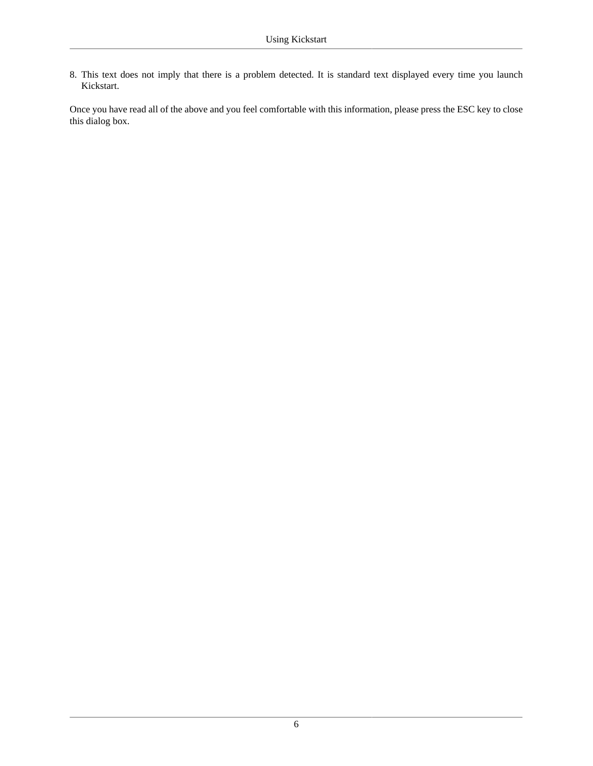8. This text does not imply that there is a problem detected. It is standard text displayed every time you launch Kickstart.

Once you have read all of the above and you feel comfortable with this information, please press the ESC key to close this dialog box.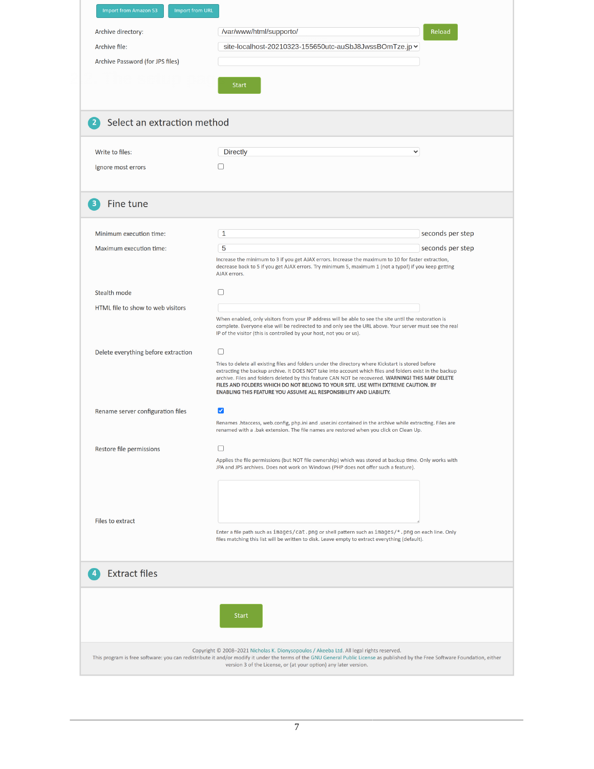Import from Amazon S3 | Import from URL

Archive directory: /var/www/html/supporto/ [Reload]

Archive file: site-localhost-20210323-155650utc-auSbJ8JwssBOmTze.jp

Archive Password (for JPS files)

[Start]

## 2 Select an extraction method

Write to files: Directly

Ignore most errors

## 3 Fine tune

Minimum execution time: 1 seconds per step

Maximum execution time: 5 seconds per step

Increase the minimum to 3 if you get AJAX errors. Increase the maximum to 10 for faster extraction, decrease back to 5 if you get AJAX errors. Try minimum 5, maximum 1 (not a typo!) if you keep getting AJAX errors.

Stealth mode

HTML file to show to web visitors

When enabled, only visitors from your IP address will be able to see the site until the restoration is complete. Everyone else will be redirected to and only see the URL above. Your server must see the real IP of the visitor (this is controlled by your host, not you or us).

Delete everything before extraction

Tries to delete all existing files and folders under the directory where Kickstart is stored before extracting the backup archive. It DOES NOT take into account which files and folders exist in the backup archive. Files and folders deleted by this feature CAN NOT be recovered. **WARNING! THIS MAY DELETE FILES AND FOLDERS WHICH DO NOT BELONG TO YOUR SITE. USE WITH EXTREME CAUTION. BY ENABLING THIS FEATURE YOU ASSUME ALL RESPONSIBILITY AND LIABILITY.**

Rename server configuration files

Renames .htaccess, web.config, php.ini and .user.ini contained in the archive while extracting. Files are renamed with a .bak extension. The file names are restored when you click on Clean Up.

Restore file permissions

Applies the file permissions (but NOT file ownership) which was stored at backup time. Only works with JPA and JPS archives. Does not work on Windows (PHP does not offer such a feature).

Files to extract

Enter a file path such as `images/cat.png` or shell pattern such as `images/*.png` on each line. Only files matching this list will be written to disk. Leave empty to extract everything (default).

## 4 Extract files

[Start]

Copyright © 2008–2021 Nicholas K. Dionysopoulos / Akeeba Ltd. All legal rights reserved.
This program is free software: you can redistribute it and/or modify it under the terms of the GNU General Public License as published by the Free Software Foundation, either version 3 of the License, or (at your option) any later version.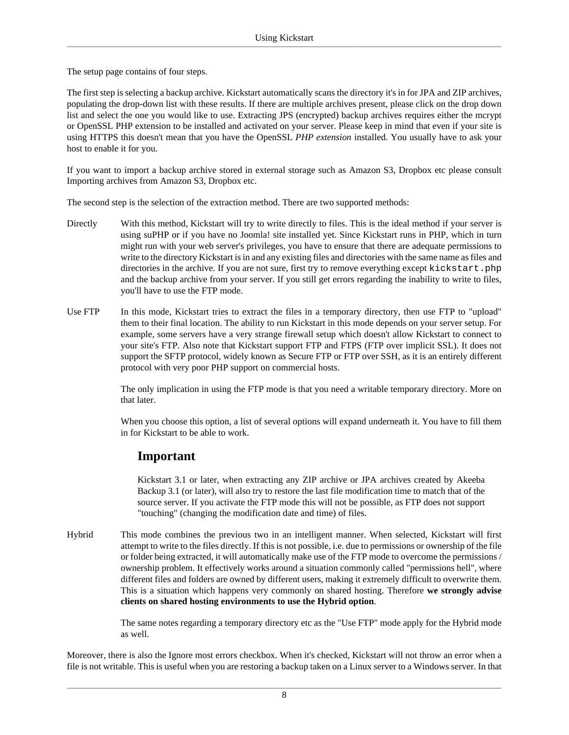The setup page contains of four steps.

The first step is selecting a backup archive. Kickstart automatically scans the directory it's in for JPA and ZIP archives, populating the drop-down list with these results. If there are multiple archives present, please click on the drop down list and select the one you would like to use. Extracting JPS (encrypted) backup archives requires either the mcrypt or OpenSSL PHP extension to be installed and activated on your server. Please keep in mind that even if your site is using HTTPS this doesn't mean that you have the OpenSSL *PHP extension* installed. You usually have to ask your host to enable it for you.

If you want to import a backup archive stored in external storage such as Amazon S3, Dropbox etc please consult Importing archives from Amazon S3, Dropbox etc.

The second step is the selection of the extraction method. There are two supported methods:

Directly
: With this method, Kickstart will try to write directly to files. This is the ideal method if your server is using suPHP or if you have no Joomla! site installed yet. Since Kickstart runs in PHP, which in turn might run with your web server's privileges, you have to ensure that there are adequate permissions to write to the directory Kickstart is in and any existing files and directories with the same name as files and directories in the archive. If you are not sure, first try to remove everything except `kickstart.php` and the backup archive from your server. If you still get errors regarding the inability to write to files, you'll have to use the FTP mode.

Use FTP
: In this mode, Kickstart tries to extract the files in a temporary directory, then use FTP to "upload" them to their final location. The ability to run Kickstart in this mode depends on your server setup. For example, some servers have a very strange firewall setup which doesn't allow Kickstart to connect to your site's FTP. Also note that Kickstart support FTP and FTPS (FTP over implicit SSL). It does not support the SFTP protocol, widely known as Secure FTP or FTP over SSH, as it is an entirely different protocol with very poor PHP support on commercial hosts.

  The only implication in using the FTP mode is that you need a writable temporary directory. More on that later.

  When you choose this option, a list of several options will expand underneath it. You have to fill them in for Kickstart to be able to work.

  ### Important

  Kickstart 3.1 or later, when extracting any ZIP archive or JPA archives created by Akeeba Backup 3.1 (or later), will also try to restore the last file modification time to match that of the source server. If you activate the FTP mode this will not be possible, as FTP does not support "touching" (changing the modification date and time) of files.

Hybrid
: This mode combines the previous two in an intelligent manner. When selected, Kickstart will first attempt to write to the files directly. If this is not possible, i.e. due to permissions or ownership of the file or folder being extracted, it will automatically make use of the FTP mode to overcome the permissions / ownership problem. It effectively works around a situation commonly called "permissions hell", where different files and folders are owned by different users, making it extremely difficult to overwrite them. This is a situation which happens very commonly on shared hosting. Therefore **we strongly advise clients on shared hosting environments to use the Hybrid option**.

  The same notes regarding a temporary directory etc as the "Use FTP" mode apply for the Hybrid mode as well.

Moreover, there is also the Ignore most errors checkbox. When it's checked, Kickstart will not throw an error when a file is not writable. This is useful when you are restoring a backup taken on a Linux server to a Windows server. In that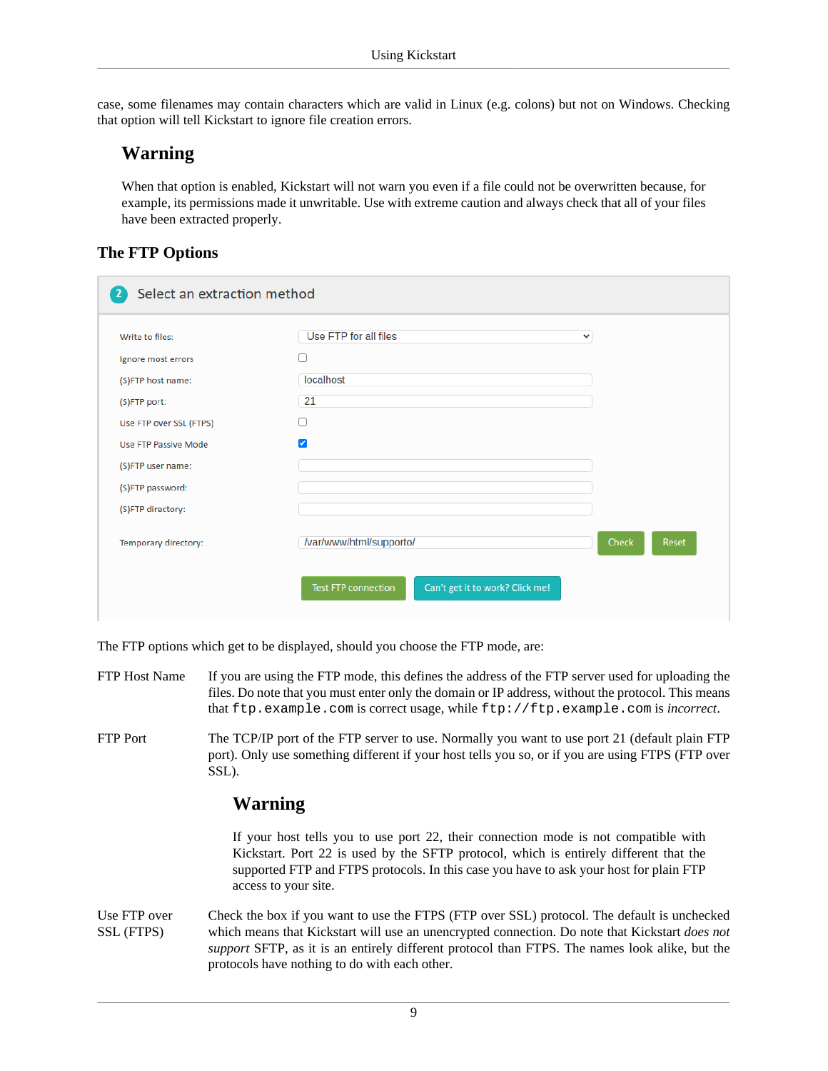case, some filenames may contain characters which are valid in Linux (e.g. colons) but not on Windows. Checking that option will tell Kickstart to ignore file creation errors.

### Warning

When that option is enabled, Kickstart will not warn you even if a file could not be overwritten because, for example, its permissions made it unwritable. Use with extreme caution and always check that all of your files have been extracted properly.

## The FTP Options

The FTP options which get to be displayed, should you choose the FTP mode, are:

FTP Host Name
: If you are using the FTP mode, this defines the address of the FTP server used for uploading the files. Do note that you must enter only the domain or IP address, without the protocol. This means that `ftp.example.com` is correct usage, while `ftp://ftp.example.com` is *incorrect*.

FTP Port
: The TCP/IP port of the FTP server to use. Normally you want to use port 21 (default plain FTP port). Only use something different if your host tells you so, or if you are using FTPS (FTP over SSL).

### Warning

If your host tells you to use port 22, their connection mode is not compatible with Kickstart. Port 22 is used by the SFTP protocol, which is entirely different that the supported FTP and FTPS protocols. In this case you have to ask your host for plain FTP access to your site.

Use FTP over SSL (FTPS)
: Check the box if you want to use the FTPS (FTP over SSL) protocol. The default is unchecked which means that Kickstart will use an unencrypted connection. Do note that Kickstart *does not support* SFTP, as it is an entirely different protocol than FTPS. The names look alike, but the protocols have nothing to do with each other.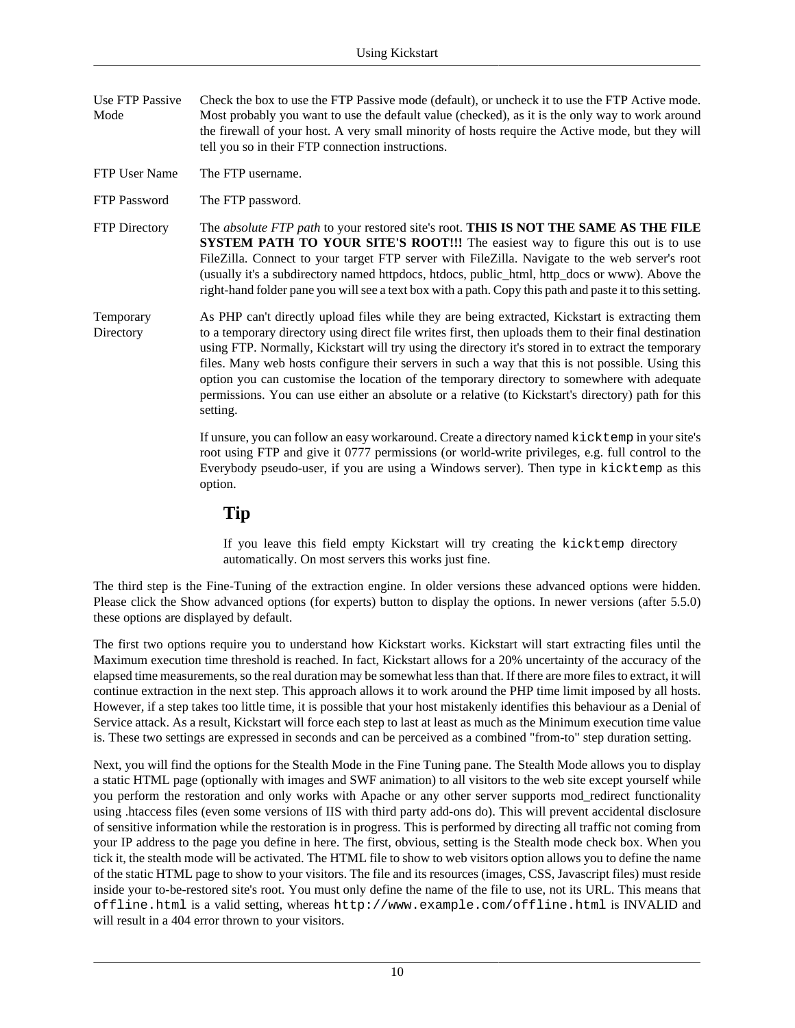Use FTP Passive Mode
: Check the box to use the FTP Passive mode (default), or uncheck it to use the FTP Active mode. Most probably you want to use the default value (checked), as it is the only way to work around the firewall of your host. A very small minority of hosts require the Active mode, but they will tell you so in their FTP connection instructions.

FTP User Name
: The FTP username.

FTP Password
: The FTP password.

FTP Directory
: The *absolute FTP path* to your restored site's root. **THIS IS NOT THE SAME AS THE FILE SYSTEM PATH TO YOUR SITE'S ROOT!!!** The easiest way to figure this out is to use FileZilla. Connect to your target FTP server with FileZilla. Navigate to the web server's root (usually it's a subdirectory named httpdocs, htdocs, public_html, http_docs or www). Above the right-hand folder pane you will see a text box with a path. Copy this path and paste it to this setting.

Temporary Directory
: As PHP can't directly upload files while they are being extracted, Kickstart is extracting them to a temporary directory using direct file writes first, then uploads them to their final destination using FTP. Normally, Kickstart will try using the directory it's stored in to extract the temporary files. Many web hosts configure their servers in such a way that this is not possible. Using this option you can customise the location of the temporary directory to somewhere with adequate permissions. You can use either an absolute or a relative (to Kickstart's directory) path for this setting.

: If unsure, you can follow an easy workaround. Create a directory named `kicktemp` in your site's root using FTP and give it 0777 permissions (or world-write privileges, e.g. full control to the Everybody pseudo-user, if you are using a Windows server). Then type in `kicktemp` as this option.

### Tip

If you leave this field empty Kickstart will try creating the `kicktemp` directory automatically. On most servers this works just fine.

The third step is the Fine-Tuning of the extraction engine. In older versions these advanced options were hidden. Please click the Show advanced options (for experts) button to display the options. In newer versions (after 5.5.0) these options are displayed by default.

The first two options require you to understand how Kickstart works. Kickstart will start extracting files until the Maximum execution time threshold is reached. In fact, Kickstart allows for a 20% uncertainty of the accuracy of the elapsed time measurements, so the real duration may be somewhat less than that. If there are more files to extract, it will continue extraction in the next step. This approach allows it to work around the PHP time limit imposed by all hosts. However, if a step takes too little time, it is possible that your host mistakenly identifies this behaviour as a Denial of Service attack. As a result, Kickstart will force each step to last at least as much as the Minimum execution time value is. These two settings are expressed in seconds and can be perceived as a combined "from-to" step duration setting.

Next, you will find the options for the Stealth Mode in the Fine Tuning pane. The Stealth Mode allows you to display a static HTML page (optionally with images and SWF animation) to all visitors to the web site except yourself while you perform the restoration and only works with Apache or any other server supports mod_redirect functionality using .htaccess files (even some versions of IIS with third party add-ons do). This will prevent accidental disclosure of sensitive information while the restoration is in progress. This is performed by directing all traffic not coming from your IP address to the page you define in here. The first, obvious, setting is the Stealth mode check box. When you tick it, the stealth mode will be activated. The HTML file to show to web visitors option allows you to define the name of the static HTML page to show to your visitors. The file and its resources (images, CSS, Javascript files) must reside inside your to-be-restored site's root. You must only define the name of the file to use, not its URL. This means that `offline.html` is a valid setting, whereas `http://www.example.com/offline.html` is INVALID and will result in a 404 error thrown to your visitors.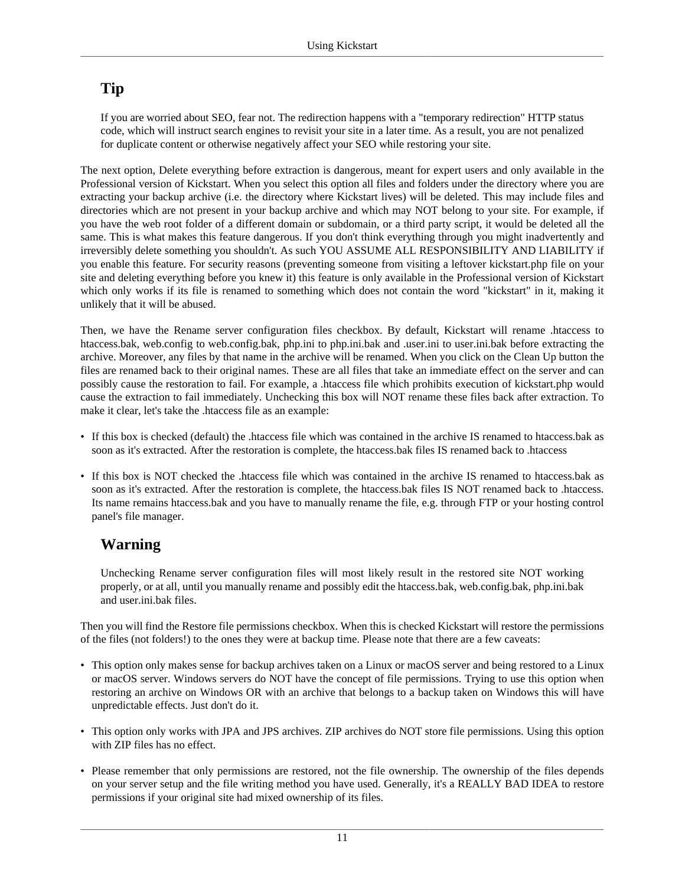## Tip

If you are worried about SEO, fear not. The redirection happens with a "temporary redirection" HTTP status code, which will instruct search engines to revisit your site in a later time. As a result, you are not penalized for duplicate content or otherwise negatively affect your SEO while restoring your site.

The next option, Delete everything before extraction is dangerous, meant for expert users and only available in the Professional version of Kickstart. When you select this option all files and folders under the directory where you are extracting your backup archive (i.e. the directory where Kickstart lives) will be deleted. This may include files and directories which are not present in your backup archive and which may NOT belong to your site. For example, if you have the web root folder of a different domain or subdomain, or a third party script, it would be deleted all the same. This is what makes this feature dangerous. If you don't think everything through you might inadvertently and irreversibly delete something you shouldn't. As such YOU ASSUME ALL RESPONSIBILITY AND LIABILITY if you enable this feature. For security reasons (preventing someone from visiting a leftover kickstart.php file on your site and deleting everything before you knew it) this feature is only available in the Professional version of Kickstart which only works if its file is renamed to something which does not contain the word "kickstart" in it, making it unlikely that it will be abused.

Then, we have the Rename server configuration files checkbox. By default, Kickstart will rename .htaccess to htaccess.bak, web.config to web.config.bak, php.ini to php.ini.bak and .user.ini to user.ini.bak before extracting the archive. Moreover, any files by that name in the archive will be renamed. When you click on the Clean Up button the files are renamed back to their original names. These are all files that take an immediate effect on the server and can possibly cause the restoration to fail. For example, a .htaccess file which prohibits execution of kickstart.php would cause the extraction to fail immediately. Unchecking this box will NOT rename these files back after extraction. To make it clear, let's take the .htaccess file as an example:

- If this box is checked (default) the .htaccess file which was contained in the archive IS renamed to htaccess.bak as soon as it's extracted. After the restoration is complete, the htaccess.bak files IS renamed back to .htaccess
- If this box is NOT checked the .htaccess file which was contained in the archive IS renamed to htaccess.bak as soon as it's extracted. After the restoration is complete, the htaccess.bak files IS NOT renamed back to .htaccess. Its name remains htaccess.bak and you have to manually rename the file, e.g. through FTP or your hosting control panel's file manager.

## Warning

Unchecking Rename server configuration files will most likely result in the restored site NOT working properly, or at all, until you manually rename and possibly edit the htaccess.bak, web.config.bak, php.ini.bak and user.ini.bak files.

Then you will find the Restore file permissions checkbox. When this is checked Kickstart will restore the permissions of the files (not folders!) to the ones they were at backup time. Please note that there are a few caveats:

- This option only makes sense for backup archives taken on a Linux or macOS server and being restored to a Linux or macOS server. Windows servers do NOT have the concept of file permissions. Trying to use this option when restoring an archive on Windows OR with an archive that belongs to a backup taken on Windows this will have unpredictable effects. Just don't do it.
- This option only works with JPA and JPS archives. ZIP archives do NOT store file permissions. Using this option with ZIP files has no effect.
- Please remember that only permissions are restored, not the file ownership. The ownership of the files depends on your server setup and the file writing method you have used. Generally, it's a REALLY BAD IDEA to restore permissions if your original site had mixed ownership of its files.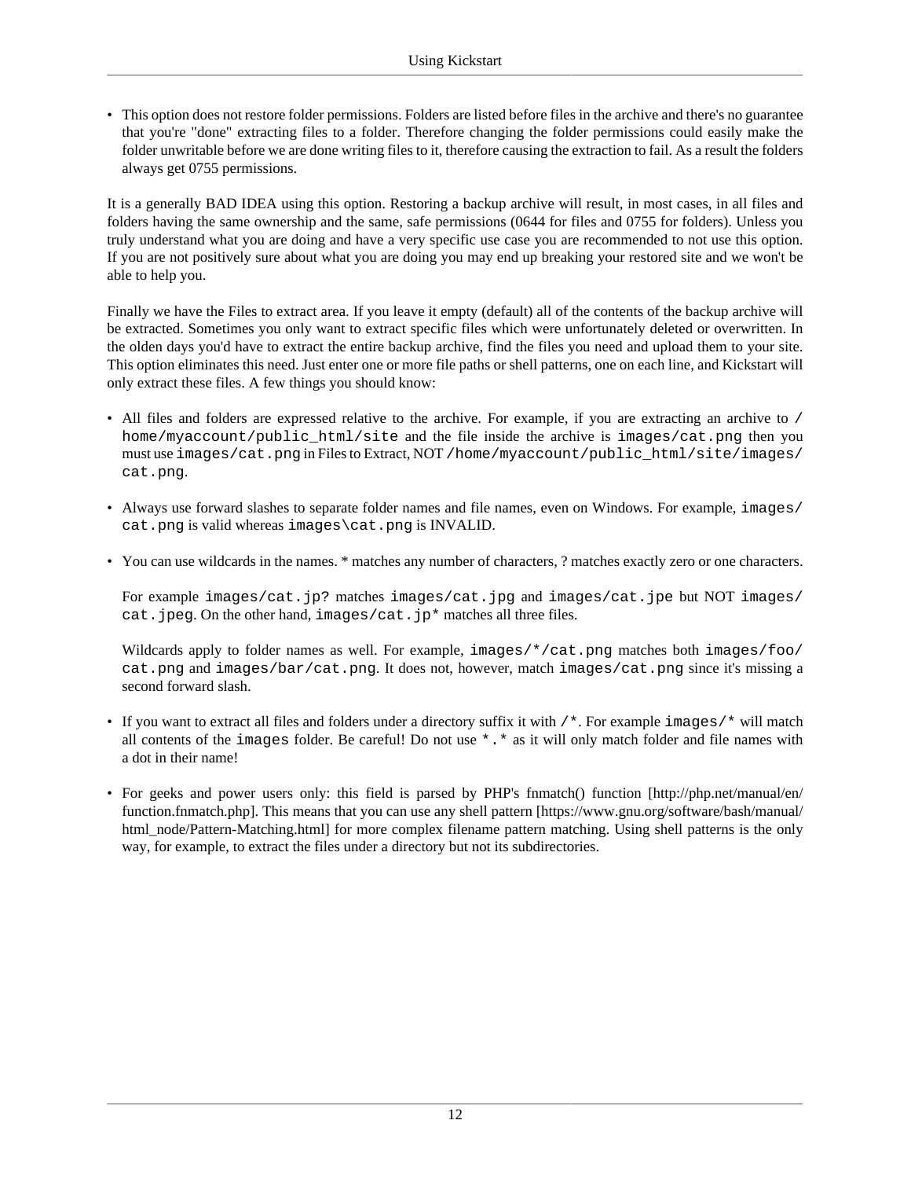- This option does not restore folder permissions. Folders are listed before files in the archive and there's no guarantee that you're "done" extracting files to a folder. Therefore changing the folder permissions could easily make the folder unwritable before we are done writing files to it, therefore causing the extraction to fail. As a result the folders always get 0755 permissions.

It is a generally BAD IDEA using this option. Restoring a backup archive will result, in most cases, in all files and folders having the same ownership and the same, safe permissions (0644 for files and 0755 for folders). Unless you truly understand what you are doing and have a very specific use case you are recommended to not use this option. If you are not positively sure about what you are doing you may end up breaking your restored site and we won't be able to help you.

Finally we have the Files to extract area. If you leave it empty (default) all of the contents of the backup archive will be extracted. Sometimes you only want to extract specific files which were unfortunately deleted or overwritten. In the olden days you'd have to extract the entire backup archive, find the files you need and upload them to your site. This option eliminates this need. Just enter one or more file paths or shell patterns, one on each line, and Kickstart will only extract these files. A few things you should know:

- All files and folders are expressed relative to the archive. For example, if you are extracting an archive to `/home/myaccount/public_html/site` and the file inside the archive is `images/cat.png` then you must use `images/cat.png` in Files to Extract, NOT `/home/myaccount/public_html/site/images/cat.png`.

- Always use forward slashes to separate folder names and file names, even on Windows. For example, `images/cat.png` is valid whereas `images\cat.png` is INVALID.

- You can use wildcards in the names. * matches any number of characters, ? matches exactly zero or one characters.

  For example `images/cat.jp?` matches `images/cat.jpg` and `images/cat.jpe` but NOT `images/cat.jpeg`. On the other hand, `images/cat.jp*` matches all three files.

  Wildcards apply to folder names as well. For example, `images/*/cat.png` matches both `images/foo/cat.png` and `images/bar/cat.png`. It does not, however, match `images/cat.png` since it's missing a second forward slash.

- If you want to extract all files and folders under a directory suffix it with `/*`. For example `images/*` will match all contents of the `images` folder. Be careful! Do not use `*.*` as it will only match folder and file names with a dot in their name!

- For geeks and power users only: this field is parsed by PHP's fnmatch() function [http://php.net/manual/en/function.fnmatch.php]. This means that you can use any shell pattern [https://www.gnu.org/software/bash/manual/html_node/Pattern-Matching.html] for more complex filename pattern matching. Using shell patterns is the only way, for example, to extract the files under a directory but not its subdirectories.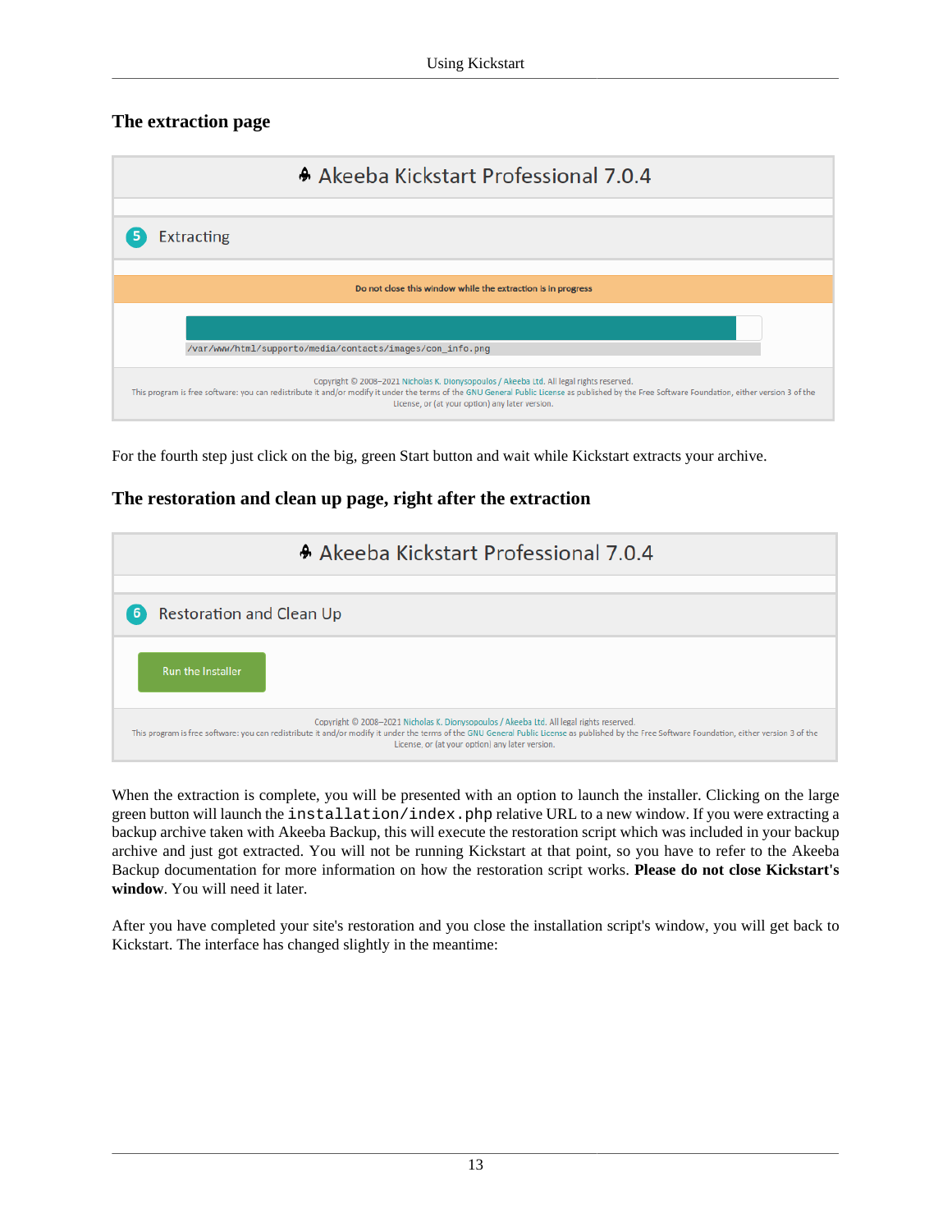### The extraction page

Akeeba Kickstart Professional 7.0.4

5 Extracting

Do not close this window while the extraction is in progress

/var/www/html/supporto/media/contacts/images/con_info.png

Copyright © 2008–2021 Nicholas K. Dionysopoulos / Akeeba Ltd. All legal rights reserved.
This program is free software: you can redistribute it and/or modify it under the terms of the GNU General Public License as published by the Free Software Foundation, either version 3 of the License, or (at your option) any later version.

For the fourth step just click on the big, green Start button and wait while Kickstart extracts your archive.

### The restoration and clean up page, right after the extraction

Akeeba Kickstart Professional 7.0.4

6 Restoration and Clean Up

Run the Installer

Copyright © 2008–2021 Nicholas K. Dionysopoulos / Akeeba Ltd. All legal rights reserved.
This program is free software: you can redistribute it and/or modify it under the terms of the GNU General Public License as published by the Free Software Foundation, either version 3 of the License, or (at your option) any later version.

When the extraction is complete, you will be presented with an option to launch the installer. Clicking on the large green button will launch the `installation/index.php` relative URL to a new window. If you were extracting a backup archive taken with Akeeba Backup, this will execute the restoration script which was included in your backup archive and just got extracted. You will not be running Kickstart at that point, so you have to refer to the Akeeba Backup documentation for more information on how the restoration script works. **Please do not close Kickstart's window**. You will need it later.

After you have completed your site's restoration and you close the installation script's window, you will get back to Kickstart. The interface has changed slightly in the meantime: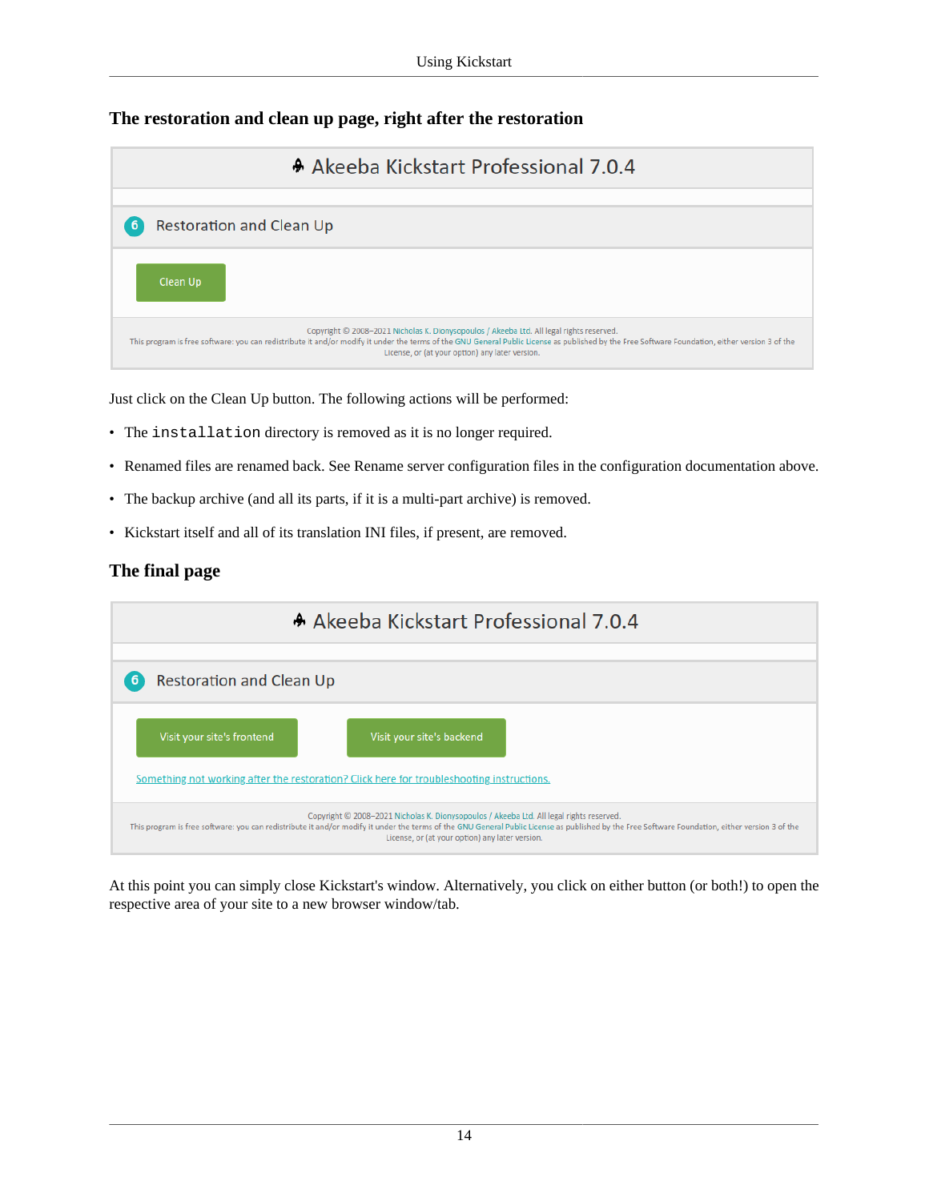### The restoration and clean up page, right after the restoration

Akeeba Kickstart Professional 7.0.4

6 Restoration and Clean Up

Clean Up

Copyright © 2008–2021 Nicholas K. Dionysopoulos / Akeeba Ltd. All legal rights reserved.
This program is free software: you can redistribute it and/or modify it under the terms of the GNU General Public License as published by the Free Software Foundation, either version 3 of the License, or (at your option) any later version.

Just click on the Clean Up button. The following actions will be performed:

- The `installation` directory is removed as it is no longer required.
- Renamed files are renamed back. See Rename server configuration files in the configuration documentation above.
- The backup archive (and all its parts, if it is a multi-part archive) is removed.
- Kickstart itself and all of its translation INI files, if present, are removed.

### The final page

Akeeba Kickstart Professional 7.0.4

6 Restoration and Clean Up

Visit your site's frontend | Visit your site's backend

Something not working after the restoration? Click here for troubleshooting instructions.

Copyright © 2008–2021 Nicholas K. Dionysopoulos / Akeeba Ltd. All legal rights reserved.
This program is free software: you can redistribute it and/or modify it under the terms of the GNU General Public License as published by the Free Software Foundation, either version 3 of the License, or (at your option) any later version.

At this point you can simply close Kickstart's window. Alternatively, you click on either button (or both!) to open the respective area of your site to a new browser window/tab.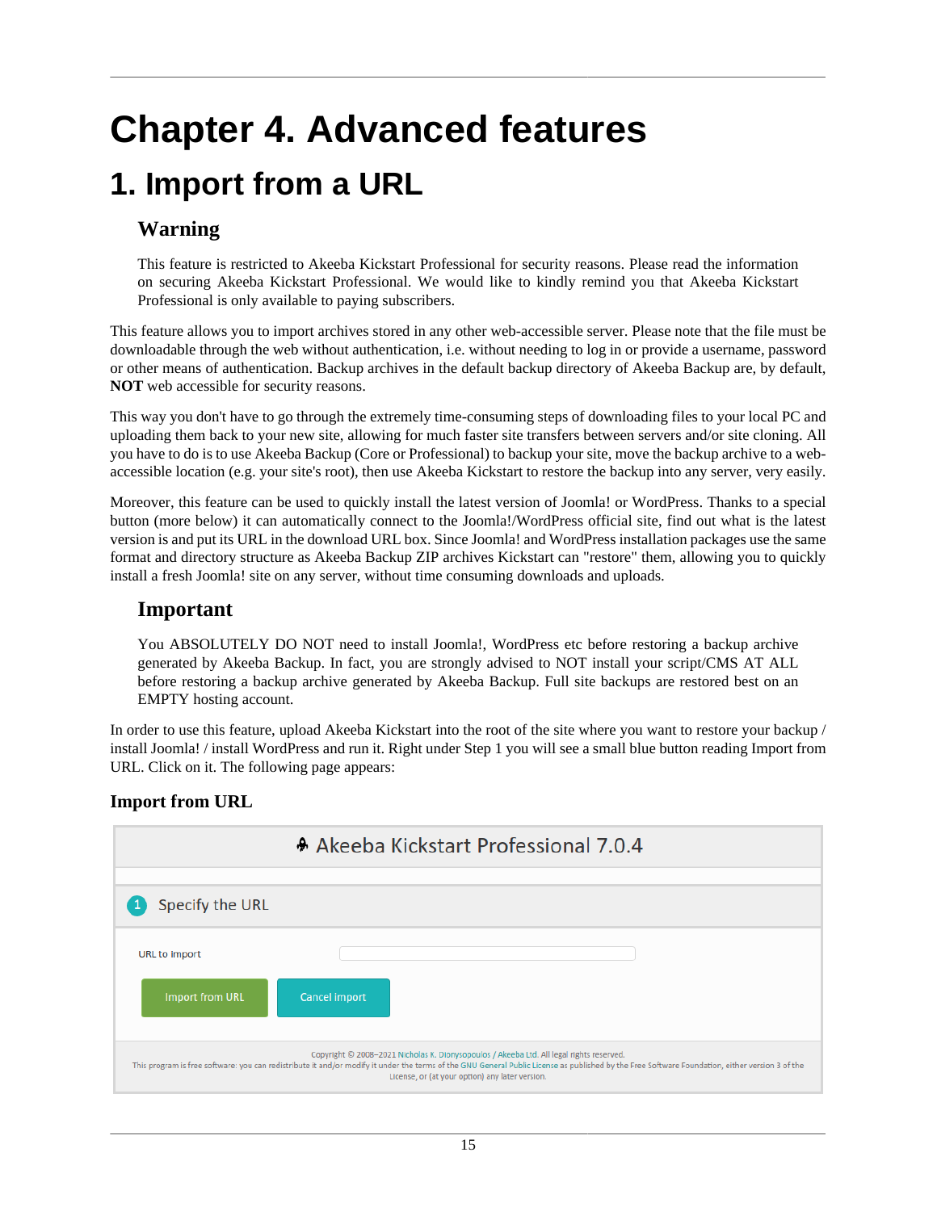# Chapter 4. Advanced features

## 1. Import from a URL

### Warning

This feature is restricted to Akeeba Kickstart Professional for security reasons. Please read the information on securing Akeeba Kickstart Professional. We would like to kindly remind you that Akeeba Kickstart Professional is only available to paying subscribers.

This feature allows you to import archives stored in any other web-accessible server. Please note that the file must be downloadable through the web without authentication, i.e. without needing to log in or provide a username, password or other means of authentication. Backup archives in the default backup directory of Akeeba Backup are, by default, **NOT** web accessible for security reasons.

This way you don't have to go through the extremely time-consuming steps of downloading files to your local PC and uploading them back to your new site, allowing for much faster site transfers between servers and/or site cloning. All you have to do is to use Akeeba Backup (Core or Professional) to backup your site, move the backup archive to a web-accessible location (e.g. your site's root), then use Akeeba Kickstart to restore the backup into any server, very easily.

Moreover, this feature can be used to quickly install the latest version of Joomla! or WordPress. Thanks to a special button (more below) it can automatically connect to the Joomla!/WordPress official site, find out what is the latest version is and put its URL in the download URL box. Since Joomla! and WordPress installation packages use the same format and directory structure as Akeeba Backup ZIP archives Kickstart can "restore" them, allowing you to quickly install a fresh Joomla! site on any server, without time consuming downloads and uploads.

### Important

You ABSOLUTELY DO NOT need to install Joomla!, WordPress etc before restoring a backup archive generated by Akeeba Backup. In fact, you are strongly advised to NOT install your script/CMS AT ALL before restoring a backup archive generated by Akeeba Backup. Full site backups are restored best on an EMPTY hosting account.

In order to use this feature, upload Akeeba Kickstart into the root of the site where you want to restore your backup / install Joomla! / install WordPress and run it. Right under Step 1 you will see a small blue button reading Import from URL. Click on it. The following page appears:

**Import from URL**

Akeeba Kickstart Professional 7.0.4

1 Specify the URL

URL to import

Import from URL | Cancel import

Copyright © 2008–2021 Nicholas K. Dionysopoulos / Akeeba Ltd. All legal rights reserved.
This program is free software: you can redistribute it and/or modify it under the terms of the GNU General Public License as published by the Free Software Foundation, either version 3 of the License, or (at your option) any later version.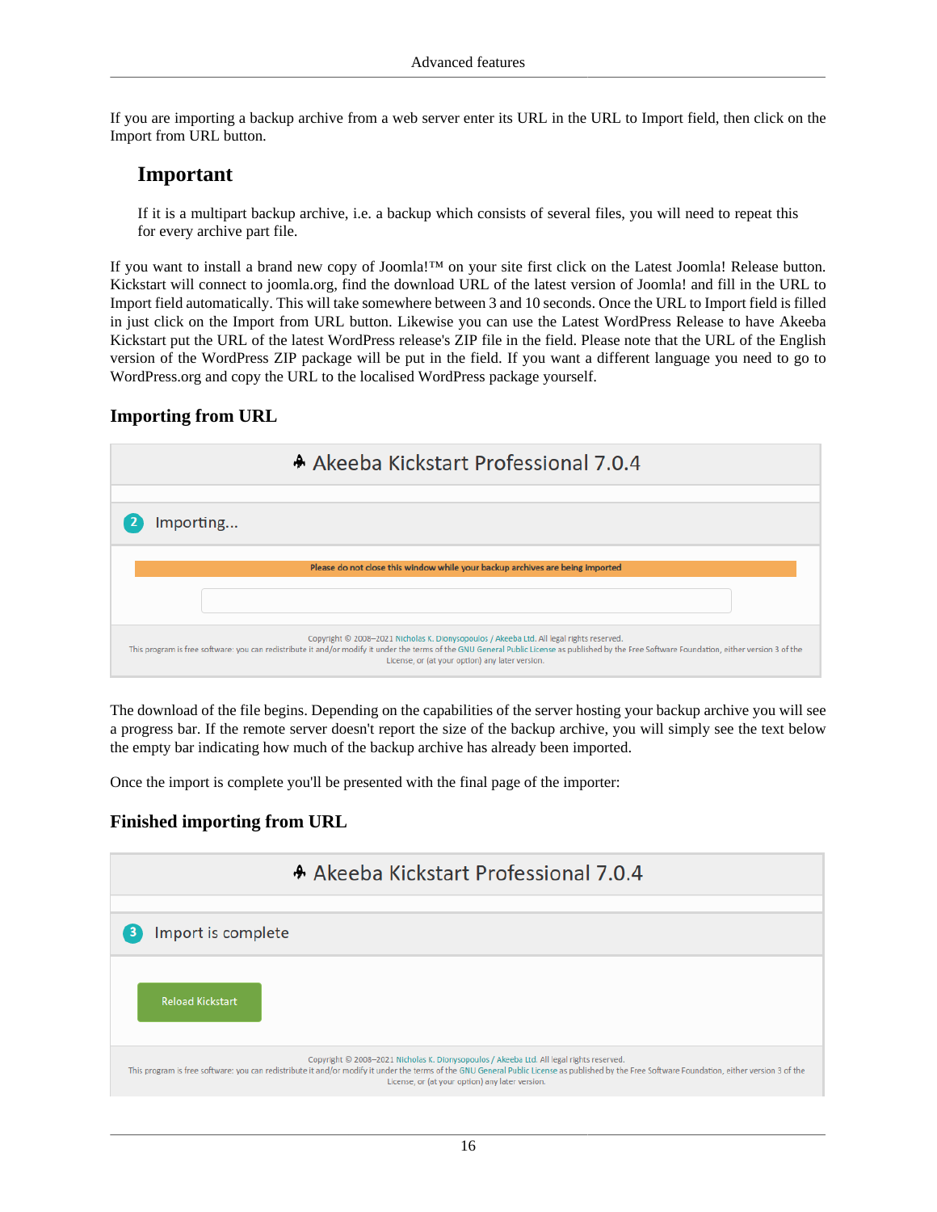If you are importing a backup archive from a web server enter its URL in the URL to Import field, then click on the Import from URL button.

### Important

If it is a multipart backup archive, i.e. a backup which consists of several files, you will need to repeat this for every archive part file.

If you want to install a brand new copy of Joomla!™ on your site first click on the Latest Joomla! Release button. Kickstart will connect to joomla.org, find the download URL of the latest version of Joomla! and fill in the URL to Import field automatically. This will take somewhere between 3 and 10 seconds. Once the URL to Import field is filled in just click on the Import from URL button. Likewise you can use the Latest WordPress Release to have Akeeba Kickstart put the URL of the latest WordPress release's ZIP file in the field. Please note that the URL of the English version of the WordPress ZIP package will be put in the field. If you want a different language you need to go to WordPress.org and copy the URL to the localised WordPress package yourself.

**Importing from URL**

Akeeba Kickstart Professional 7.0.4

2 Importing...

Please do not close this window while your backup archives are being imported

Copyright © 2008–2021 Nicholas K. Dionysopoulos / Akeeba Ltd. All legal rights reserved.
This program is free software: you can redistribute it and/or modify it under the terms of the GNU General Public License as published by the Free Software Foundation, either version 3 of the License, or (at your option) any later version.

The download of the file begins. Depending on the capabilities of the server hosting your backup archive you will see a progress bar. If the remote server doesn't report the size of the backup archive, you will simply see the text below the empty bar indicating how much of the backup archive has already been imported.

Once the import is complete you'll be presented with the final page of the importer:

**Finished importing from URL**

Akeeba Kickstart Professional 7.0.4

3 Import is complete

Reload Kickstart

Copyright © 2008–2021 Nicholas K. Dionysopoulos / Akeeba Ltd. All legal rights reserved.
This program is free software: you can redistribute it and/or modify it under the terms of the GNU General Public License as published by the Free Software Foundation, either version 3 of the License, or (at your option) any later version.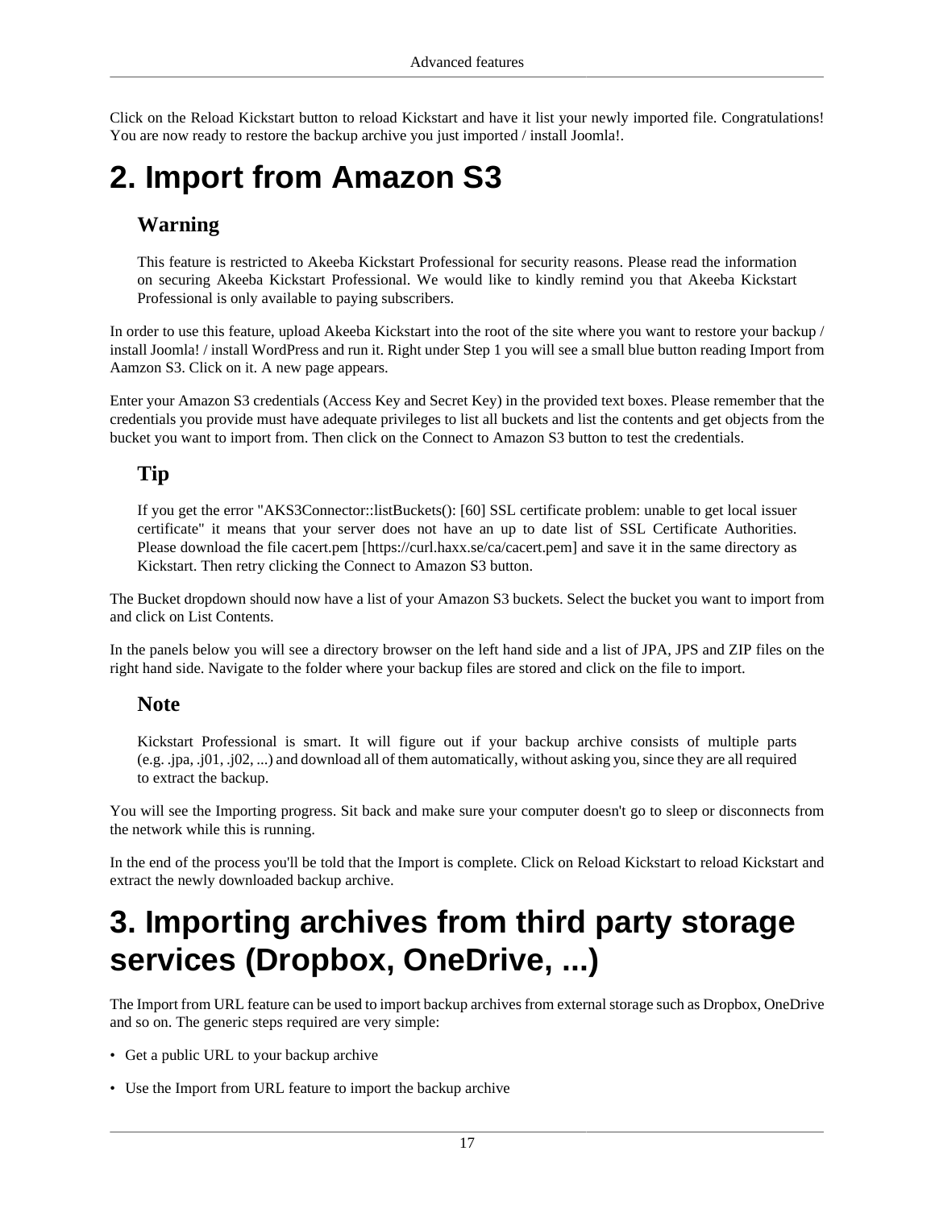Click on the Reload Kickstart button to reload Kickstart and have it list your newly imported file. Congratulations! You are now ready to restore the backup archive you just imported / install Joomla!.

# 2. Import from Amazon S3

### Warning

This feature is restricted to Akeeba Kickstart Professional for security reasons. Please read the information on securing Akeeba Kickstart Professional. We would like to kindly remind you that Akeeba Kickstart Professional is only available to paying subscribers.

In order to use this feature, upload Akeeba Kickstart into the root of the site where you want to restore your backup / install Joomla! / install WordPress and run it. Right under Step 1 you will see a small blue button reading Import from Aamzon S3. Click on it. A new page appears.

Enter your Amazon S3 credentials (Access Key and Secret Key) in the provided text boxes. Please remember that the credentials you provide must have adequate privileges to list all buckets and list the contents and get objects from the bucket you want to import from. Then click on the Connect to Amazon S3 button to test the credentials.

### Tip

If you get the error "AKS3Connector::listBuckets(): [60] SSL certificate problem: unable to get local issuer certificate" it means that your server does not have an up to date list of SSL Certificate Authorities. Please download the file cacert.pem [https://curl.haxx.se/ca/cacert.pem] and save it in the same directory as Kickstart. Then retry clicking the Connect to Amazon S3 button.

The Bucket dropdown should now have a list of your Amazon S3 buckets. Select the bucket you want to import from and click on List Contents.

In the panels below you will see a directory browser on the left hand side and a list of JPA, JPS and ZIP files on the right hand side. Navigate to the folder where your backup files are stored and click on the file to import.

### Note

Kickstart Professional is smart. It will figure out if your backup archive consists of multiple parts (e.g. .jpa, .j01, .j02, ...) and download all of them automatically, without asking you, since they are all required to extract the backup.

You will see the Importing progress. Sit back and make sure your computer doesn't go to sleep or disconnects from the network while this is running.

In the end of the process you'll be told that the Import is complete. Click on Reload Kickstart to reload Kickstart and extract the newly downloaded backup archive.

# 3. Importing archives from third party storage services (Dropbox, OneDrive, ...)

The Import from URL feature can be used to import backup archives from external storage such as Dropbox, OneDrive and so on. The generic steps required are very simple:

- Get a public URL to your backup archive
- Use the Import from URL feature to import the backup archive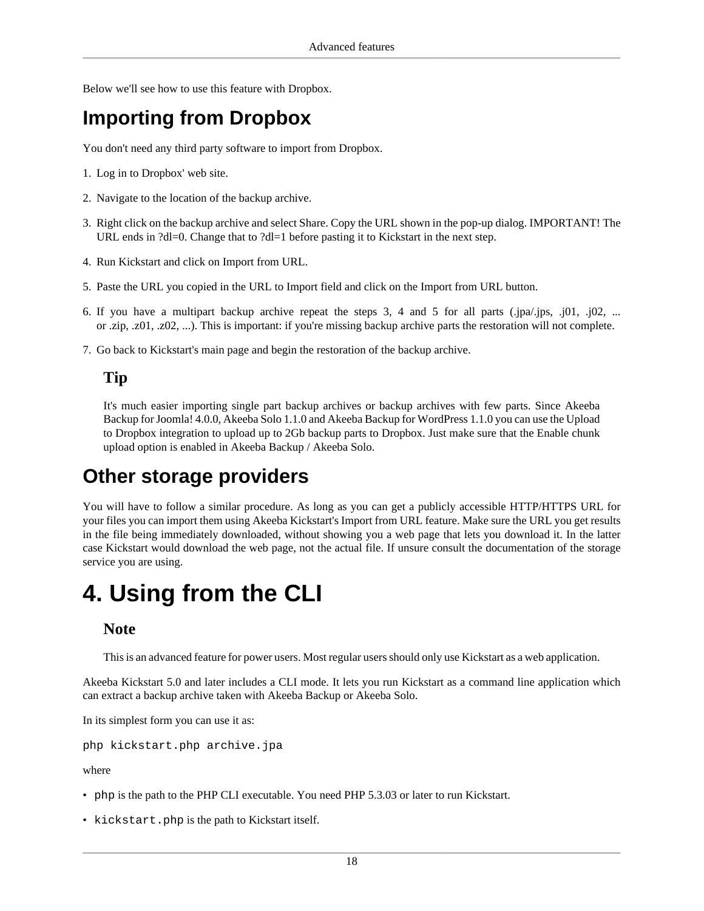Below we'll see how to use this feature with Dropbox.

## Importing from Dropbox

You don't need any third party software to import from Dropbox.

1. Log in to Dropbox' web site.
2. Navigate to the location of the backup archive.
3. Right click on the backup archive and select Share. Copy the URL shown in the pop-up dialog. IMPORTANT! The URL ends in ?dl=0. Change that to ?dl=1 before pasting it to Kickstart in the next step.
4. Run Kickstart and click on Import from URL.
5. Paste the URL you copied in the URL to Import field and click on the Import from URL button.
6. If you have a multipart backup archive repeat the steps 3, 4 and 5 for all parts (.jpa/.jps, .j01, .j02, ... or .zip, .z01, .z02, ...). This is important: if you're missing backup archive parts the restoration will not complete.
7. Go back to Kickstart's main page and begin the restoration of the backup archive.

### Tip

It's much easier importing single part backup archives or backup archives with few parts. Since Akeeba Backup for Joomla! 4.0.0, Akeeba Solo 1.1.0 and Akeeba Backup for WordPress 1.1.0 you can use the Upload to Dropbox integration to upload up to 2Gb backup parts to Dropbox. Just make sure that the Enable chunk upload option is enabled in Akeeba Backup / Akeeba Solo.

## Other storage providers

You will have to follow a similar procedure. As long as you can get a publicly accessible HTTP/HTTPS URL for your files you can import them using Akeeba Kickstart's Import from URL feature. Make sure the URL you get results in the file being immediately downloaded, without showing you a web page that lets you download it. In the latter case Kickstart would download the web page, not the actual file. If unsure consult the documentation of the storage service you are using.

# 4. Using from the CLI

### Note

This is an advanced feature for power users. Most regular users should only use Kickstart as a web application.

Akeeba Kickstart 5.0 and later includes a CLI mode. It lets you run Kickstart as a command line application which can extract a backup archive taken with Akeeba Backup or Akeeba Solo.

In its simplest form you can use it as:

```
php kickstart.php archive.jpa
```

where

- `php` is the path to the PHP CLI executable. You need PHP 5.3.03 or later to run Kickstart.
- `kickstart.php` is the path to Kickstart itself.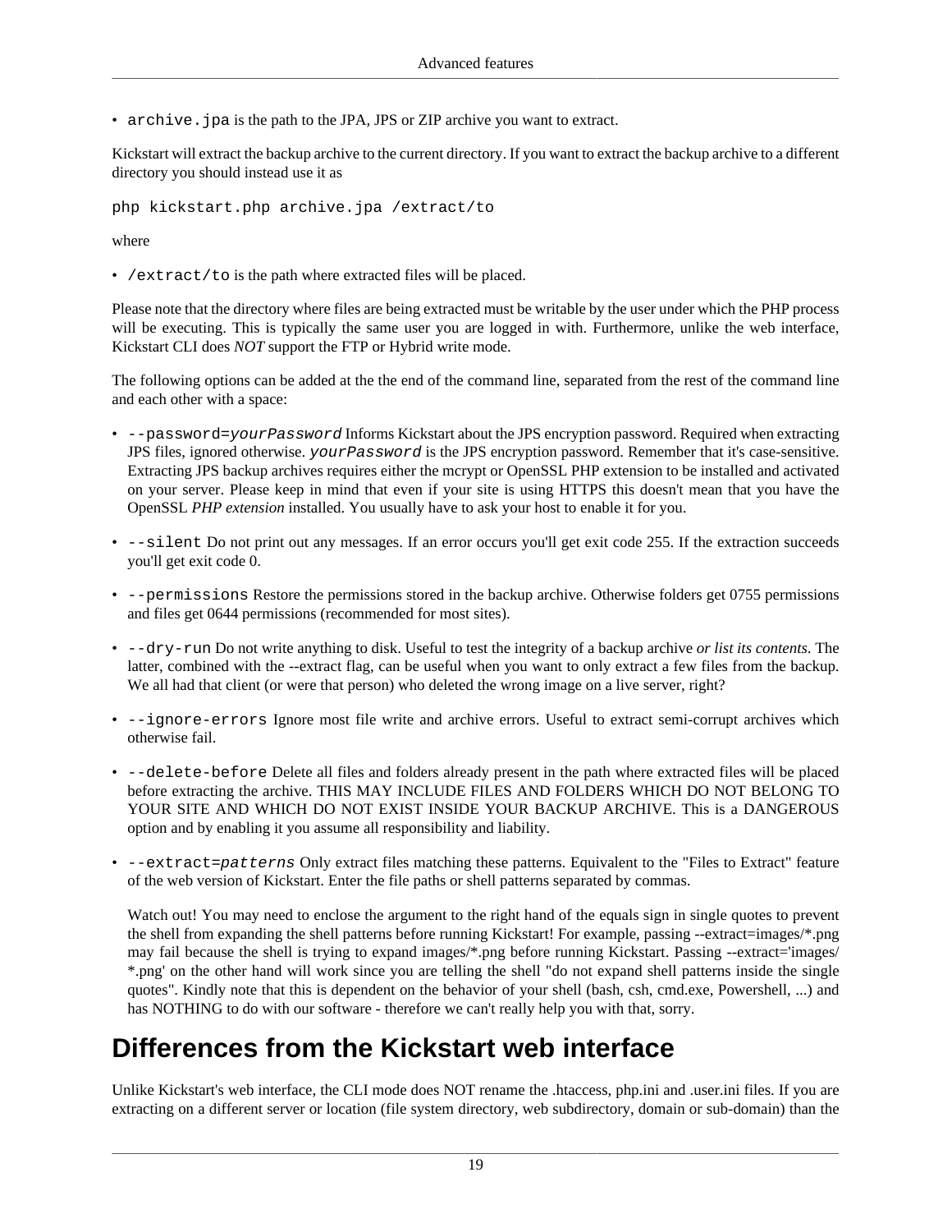- `archive.jpa` is the path to the JPA, JPS or ZIP archive you want to extract.

Kickstart will extract the backup archive to the current directory. If you want to extract the backup archive to a different directory you should instead use it as

```
php kickstart.php archive.jpa /extract/to
```

where

- `/extract/to` is the path where extracted files will be placed.

Please note that the directory where files are being extracted must be writable by the user under which the PHP process will be executing. This is typically the same user you are logged in with. Furthermore, unlike the web interface, Kickstart CLI does *NOT* support the FTP or Hybrid write mode.

The following options can be added at the the end of the command line, separated from the rest of the command line and each other with a space:

- `--password=`*`yourPassword`* Informs Kickstart about the JPS encryption password. Required when extracting JPS files, ignored otherwise. *`yourPassword`* is the JPS encryption password. Remember that it's case-sensitive. Extracting JPS backup archives requires either the mcrypt or OpenSSL PHP extension to be installed and activated on your server. Please keep in mind that even if your site is using HTTPS this doesn't mean that you have the OpenSSL *PHP extension* installed. You usually have to ask your host to enable it for you.
- `--silent` Do not print out any messages. If an error occurs you'll get exit code 255. If the extraction succeeds you'll get exit code 0.
- `--permissions` Restore the permissions stored in the backup archive. Otherwise folders get 0755 permissions and files get 0644 permissions (recommended for most sites).
- `--dry-run` Do not write anything to disk. Useful to test the integrity of a backup archive *or list its contents*. The latter, combined with the --extract flag, can be useful when you want to only extract a few files from the backup. We all had that client (or were that person) who deleted the wrong image on a live server, right?
- `--ignore-errors` Ignore most file write and archive errors. Useful to extract semi-corrupt archives which otherwise fail.
- `--delete-before` Delete all files and folders already present in the path where extracted files will be placed before extracting the archive. THIS MAY INCLUDE FILES AND FOLDERS WHICH DO NOT BELONG TO YOUR SITE AND WHICH DO NOT EXIST INSIDE YOUR BACKUP ARCHIVE. This is a DANGEROUS option and by enabling it you assume all responsibility and liability.
- `--extract=`*`patterns`* Only extract files matching these patterns. Equivalent to the "Files to Extract" feature of the web version of Kickstart. Enter the file paths or shell patterns separated by commas.

  Watch out! You may need to enclose the argument to the right hand of the equals sign in single quotes to prevent the shell from expanding the shell patterns before running Kickstart! For example, passing --extract=images/*.png may fail because the shell is trying to expand images/*.png before running Kickstart. Passing --extract='images/*.png' on the other hand will work since you are telling the shell "do not expand shell patterns inside the single quotes". Kindly note that this is dependent on the behavior of your shell (bash, csh, cmd.exe, Powershell, ...) and has NOTHING to do with our software - therefore we can't really help you with that, sorry.

## Differences from the Kickstart web interface

Unlike Kickstart's web interface, the CLI mode does NOT rename the .htaccess, php.ini and .user.ini files. If you are extracting on a different server or location (file system directory, web subdirectory, domain or sub-domain) than the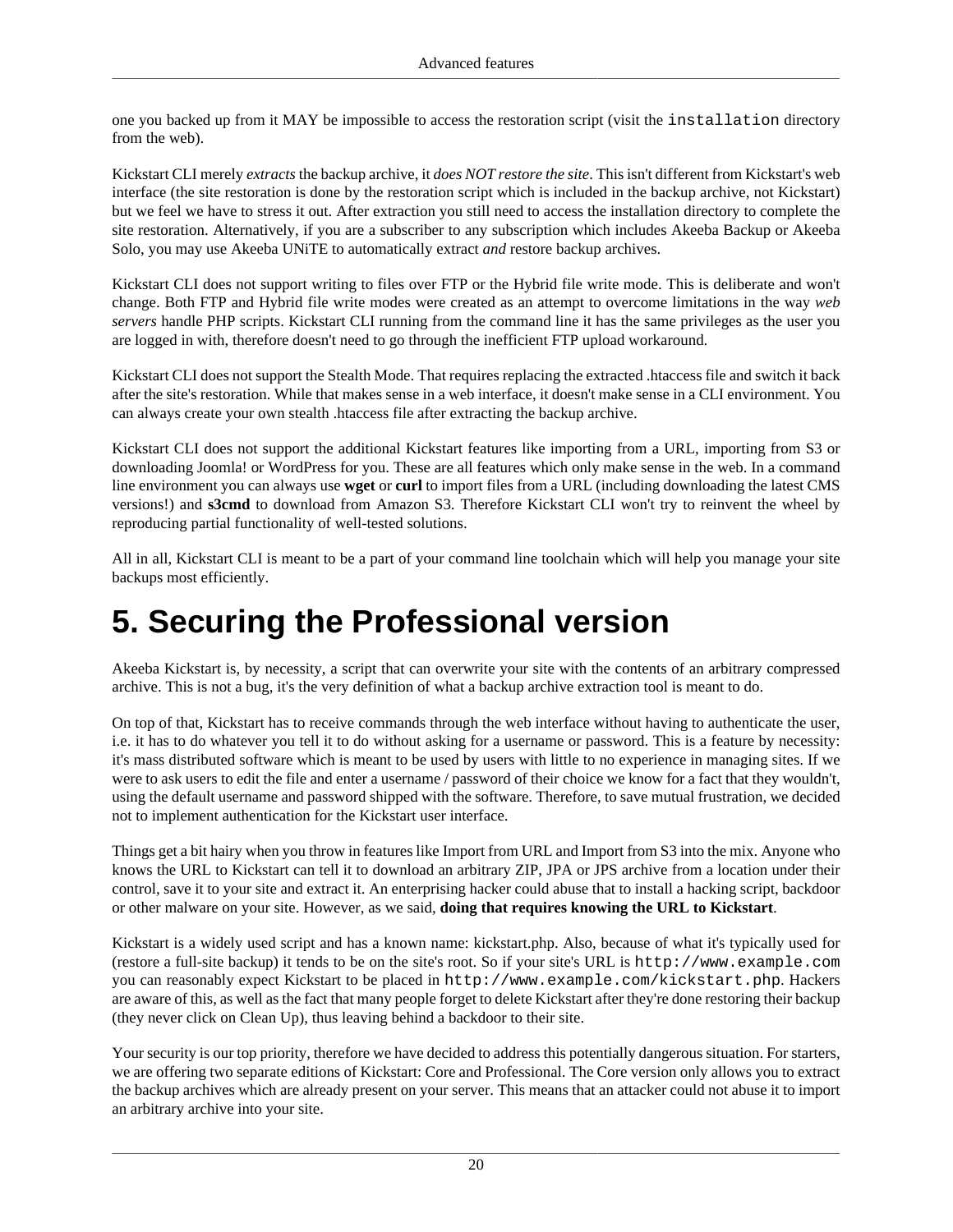one you backed up from it MAY be impossible to access the restoration script (visit the `installation` directory from the web).

Kickstart CLI merely *extracts* the backup archive, it *does NOT restore the site*. This isn't different from Kickstart's web interface (the site restoration is done by the restoration script which is included in the backup archive, not Kickstart) but we feel we have to stress it out. After extraction you still need to access the installation directory to complete the site restoration. Alternatively, if you are a subscriber to any subscription which includes Akeeba Backup or Akeeba Solo, you may use Akeeba UNiTE to automatically extract *and* restore backup archives.

Kickstart CLI does not support writing to files over FTP or the Hybrid file write mode. This is deliberate and won't change. Both FTP and Hybrid file write modes were created as an attempt to overcome limitations in the way *web servers* handle PHP scripts. Kickstart CLI running from the command line it has the same privileges as the user you are logged in with, therefore doesn't need to go through the inefficient FTP upload workaround.

Kickstart CLI does not support the Stealth Mode. That requires replacing the extracted .htaccess file and switch it back after the site's restoration. While that makes sense in a web interface, it doesn't make sense in a CLI environment. You can always create your own stealth .htaccess file after extracting the backup archive.

Kickstart CLI does not support the additional Kickstart features like importing from a URL, importing from S3 or downloading Joomla! or WordPress for you. These are all features which only make sense in the web. In a command line environment you can always use **wget** or **curl** to import files from a URL (including downloading the latest CMS versions!) and **s3cmd** to download from Amazon S3. Therefore Kickstart CLI won't try to reinvent the wheel by reproducing partial functionality of well-tested solutions.

All in all, Kickstart CLI is meant to be a part of your command line toolchain which will help you manage your site backups most efficiently.

# 5. Securing the Professional version

Akeeba Kickstart is, by necessity, a script that can overwrite your site with the contents of an arbitrary compressed archive. This is not a bug, it's the very definition of what a backup archive extraction tool is meant to do.

On top of that, Kickstart has to receive commands through the web interface without having to authenticate the user, i.e. it has to do whatever you tell it to do without asking for a username or password. This is a feature by necessity: it's mass distributed software which is meant to be used by users with little to no experience in managing sites. If we were to ask users to edit the file and enter a username / password of their choice we know for a fact that they wouldn't, using the default username and password shipped with the software. Therefore, to save mutual frustration, we decided not to implement authentication for the Kickstart user interface.

Things get a bit hairy when you throw in features like Import from URL and Import from S3 into the mix. Anyone who knows the URL to Kickstart can tell it to download an arbitrary ZIP, JPA or JPS archive from a location under their control, save it to your site and extract it. An enterprising hacker could abuse that to install a hacking script, backdoor or other malware on your site. However, as we said, **doing that requires knowing the URL to Kickstart**.

Kickstart is a widely used script and has a known name: kickstart.php. Also, because of what it's typically used for (restore a full-site backup) it tends to be on the site's root. So if your site's URL is `http://www.example.com` you can reasonably expect Kickstart to be placed in `http://www.example.com/kickstart.php`. Hackers are aware of this, as well as the fact that many people forget to delete Kickstart after they're done restoring their backup (they never click on Clean Up), thus leaving behind a backdoor to their site.

Your security is our top priority, therefore we have decided to address this potentially dangerous situation. For starters, we are offering two separate editions of Kickstart: Core and Professional. The Core version only allows you to extract the backup archives which are already present on your server. This means that an attacker could not abuse it to import an arbitrary archive into your site.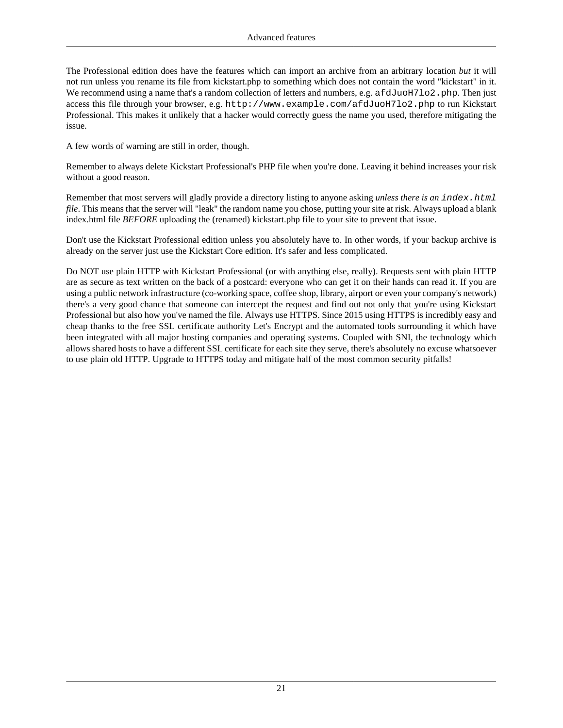The Professional edition does have the features which can import an archive from an arbitrary location *but* it will not run unless you rename its file from kickstart.php to something which does not contain the word "kickstart" in it. We recommend using a name that's a random collection of letters and numbers, e.g. `afdJuoH7lo2.php`. Then just access this file through your browser, e.g. `http://www.example.com/afdJuoH7lo2.php` to run Kickstart Professional. This makes it unlikely that a hacker would correctly guess the name you used, therefore mitigating the issue.

A few words of warning are still in order, though.

Remember to always delete Kickstart Professional's PHP file when you're done. Leaving it behind increases your risk without a good reason.

Remember that most servers will gladly provide a directory listing to anyone asking *unless there is an* `index.html` *file*. This means that the server will "leak" the random name you chose, putting your site at risk. Always upload a blank index.html file *BEFORE* uploading the (renamed) kickstart.php file to your site to prevent that issue.

Don't use the Kickstart Professional edition unless you absolutely have to. In other words, if your backup archive is already on the server just use the Kickstart Core edition. It's safer and less complicated.

Do NOT use plain HTTP with Kickstart Professional (or with anything else, really). Requests sent with plain HTTP are as secure as text written on the back of a postcard: everyone who can get it on their hands can read it. If you are using a public network infrastructure (co-working space, coffee shop, library, airport or even your company's network) there's a very good chance that someone can intercept the request and find out not only that you're using Kickstart Professional but also how you've named the file. Always use HTTPS. Since 2015 using HTTPS is incredibly easy and cheap thanks to the free SSL certificate authority Let's Encrypt and the automated tools surrounding it which have been integrated with all major hosting companies and operating systems. Coupled with SNI, the technology which allows shared hosts to have a different SSL certificate for each site they serve, there's absolutely no excuse whatsoever to use plain old HTTP. Upgrade to HTTPS today and mitigate half of the most common security pitfalls!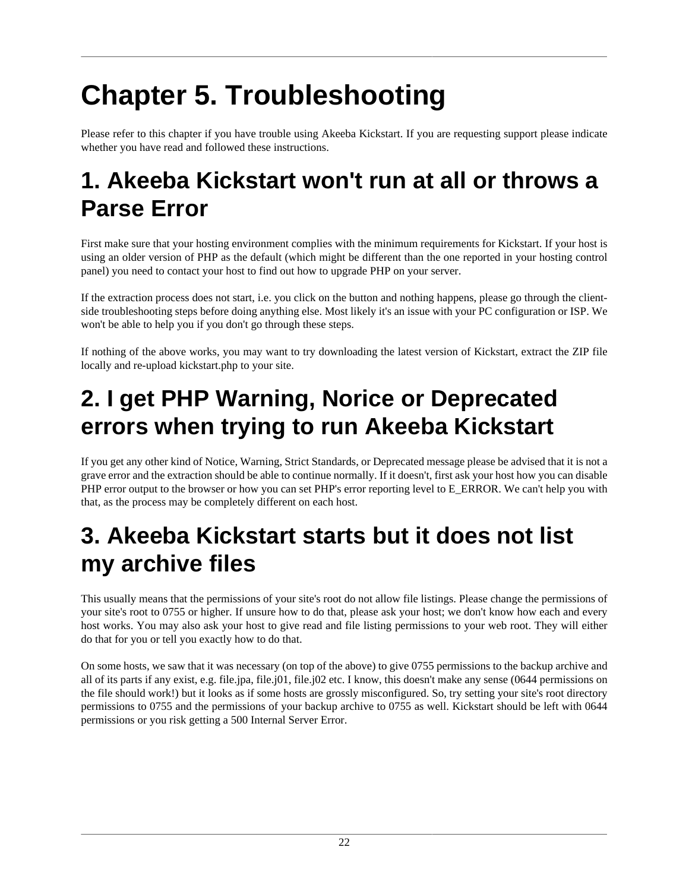# Chapter 5. Troubleshooting

Please refer to this chapter if you have trouble using Akeeba Kickstart. If you are requesting support please indicate whether you have read and followed these instructions.

## 1. Akeeba Kickstart won't run at all or throws a Parse Error

First make sure that your hosting environment complies with the minimum requirements for Kickstart. If your host is using an older version of PHP as the default (which might be different than the one reported in your hosting control panel) you need to contact your host to find out how to upgrade PHP on your server.

If the extraction process does not start, i.e. you click on the button and nothing happens, please go through the client-side troubleshooting steps before doing anything else. Most likely it's an issue with your PC configuration or ISP. We won't be able to help you if you don't go through these steps.

If nothing of the above works, you may want to try downloading the latest version of Kickstart, extract the ZIP file locally and re-upload kickstart.php to your site.

## 2. I get PHP Warning, Norice or Deprecated errors when trying to run Akeeba Kickstart

If you get any other kind of Notice, Warning, Strict Standards, or Deprecated message please be advised that it is not a grave error and the extraction should be able to continue normally. If it doesn't, first ask your host how you can disable PHP error output to the browser or how you can set PHP's error reporting level to E_ERROR. We can't help you with that, as the process may be completely different on each host.

## 3. Akeeba Kickstart starts but it does not list my archive files

This usually means that the permissions of your site's root do not allow file listings. Please change the permissions of your site's root to 0755 or higher. If unsure how to do that, please ask your host; we don't know how each and every host works. You may also ask your host to give read and file listing permissions to your web root. They will either do that for you or tell you exactly how to do that.

On some hosts, we saw that it was necessary (on top of the above) to give 0755 permissions to the backup archive and all of its parts if any exist, e.g. file.jpa, file.j01, file.j02 etc. I know, this doesn't make any sense (0644 permissions on the file should work!) but it looks as if some hosts are grossly misconfigured. So, try setting your site's root directory permissions to 0755 and the permissions of your backup archive to 0755 as well. Kickstart should be left with 0644 permissions or you risk getting a 500 Internal Server Error.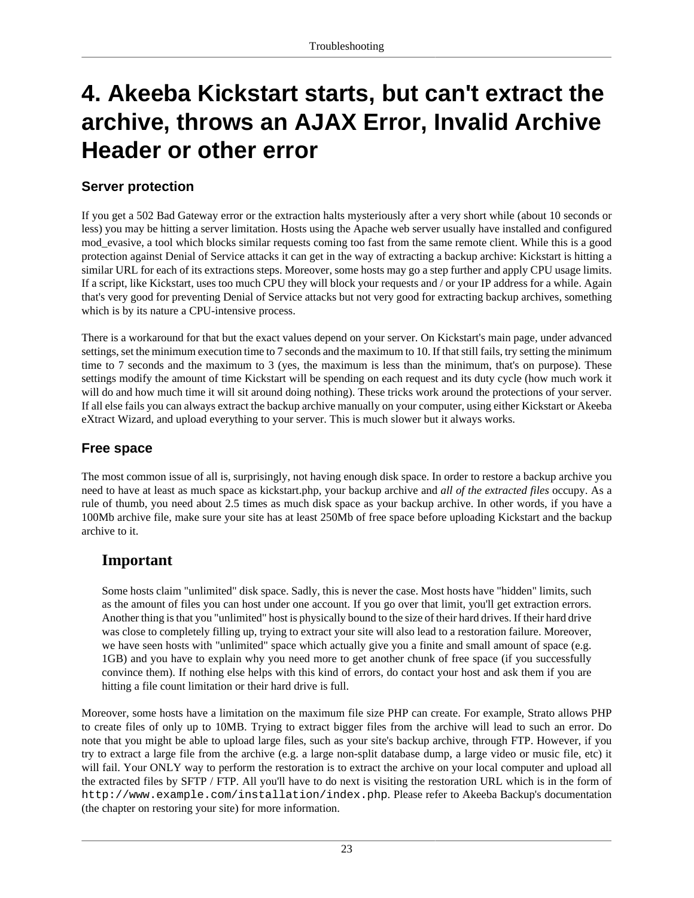# 4. Akeeba Kickstart starts, but can't extract the archive, throws an AJAX Error, Invalid Archive Header or other error

## Server protection

If you get a 502 Bad Gateway error or the extraction halts mysteriously after a very short while (about 10 seconds or less) you may be hitting a server limitation. Hosts using the Apache web server usually have installed and configured mod_evasive, a tool which blocks similar requests coming too fast from the same remote client. While this is a good protection against Denial of Service attacks it can get in the way of extracting a backup archive: Kickstart is hitting a similar URL for each of its extractions steps. Moreover, some hosts may go a step further and apply CPU usage limits. If a script, like Kickstart, uses too much CPU they will block your requests and / or your IP address for a while. Again that's very good for preventing Denial of Service attacks but not very good for extracting backup archives, something which is by its nature a CPU-intensive process.

There is a workaround for that but the exact values depend on your server. On Kickstart's main page, under advanced settings, set the minimum execution time to 7 seconds and the maximum to 10. If that still fails, try setting the minimum time to 7 seconds and the maximum to 3 (yes, the maximum is less than the minimum, that's on purpose). These settings modify the amount of time Kickstart will be spending on each request and its duty cycle (how much work it will do and how much time it will sit around doing nothing). These tricks work around the protections of your server. If all else fails you can always extract the backup archive manually on your computer, using either Kickstart or Akeeba eXtract Wizard, and upload everything to your server. This is much slower but it always works.

## Free space

The most common issue of all is, surprisingly, not having enough disk space. In order to restore a backup archive you need to have at least as much space as kickstart.php, your backup archive and *all of the extracted files* occupy. As a rule of thumb, you need about 2.5 times as much disk space as your backup archive. In other words, if you have a 100Mb archive file, make sure your site has at least 250Mb of free space before uploading Kickstart and the backup archive to it.

### Important

Some hosts claim "unlimited" disk space. Sadly, this is never the case. Most hosts have "hidden" limits, such as the amount of files you can host under one account. If you go over that limit, you'll get extraction errors. Another thing is that you "unlimited" host is physically bound to the size of their hard drives. If their hard drive was close to completely filling up, trying to extract your site will also lead to a restoration failure. Moreover, we have seen hosts with "unlimited" space which actually give you a finite and small amount of space (e.g. 1GB) and you have to explain why you need more to get another chunk of free space (if you successfully convince them). If nothing else helps with this kind of errors, do contact your host and ask them if you are hitting a file count limitation or their hard drive is full.

Moreover, some hosts have a limitation on the maximum file size PHP can create. For example, Strato allows PHP to create files of only up to 10MB. Trying to extract bigger files from the archive will lead to such an error. Do note that you might be able to upload large files, such as your site's backup archive, through FTP. However, if you try to extract a large file from the archive (e.g. a large non-split database dump, a large video or music file, etc) it will fail. Your ONLY way to perform the restoration is to extract the archive on your local computer and upload all the extracted files by SFTP / FTP. All you'll have to do next is visiting the restoration URL which is in the form of `http://www.example.com/installation/index.php`. Please refer to Akeeba Backup's documentation (the chapter on restoring your site) for more information.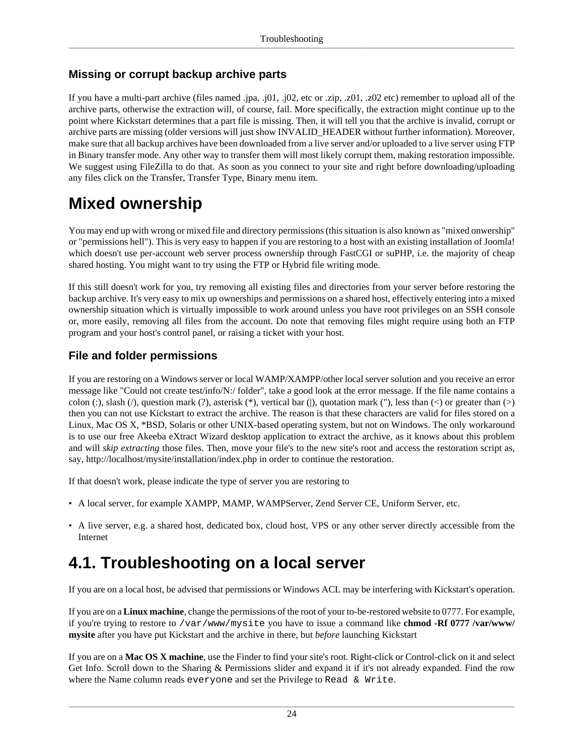### Missing or corrupt backup archive parts

If you have a multi-part archive (files named .jpa, .j01, .j02, etc or .zip, .z01, .z02 etc) remember to upload all of the archive parts, otherwise the extraction will, of course, fail. More specifically, the extraction might continue up to the point where Kickstart determines that a part file is missing. Then, it will tell you that the archive is invalid, corrupt or archive parts are missing (older versions will just show INVALID_HEADER without further information). Moreover, make sure that all backup archives have been downloaded from a live server and/or uploaded to a live server using FTP in Binary transfer mode. Any other way to transfer them will most likely corrupt them, making restoration impossible. We suggest using FileZilla to do that. As soon as you connect to your site and right before downloading/uploading any files click on the Transfer, Transfer Type, Binary menu item.

## Mixed ownership

You may end up with wrong or mixed file and directory permissions (this situation is also known as "mixed onwership" or "permissions hell"). This is very easy to happen if you are restoring to a host with an existing installation of Joomla! which doesn't use per-account web server process ownership through FastCGI or suPHP, i.e. the majority of cheap shared hosting. You might want to try using the FTP or Hybrid file writing mode.

If this still doesn't work for you, try removing all existing files and directories from your server before restoring the backup archive. It's very easy to mix up ownerships and permissions on a shared host, effectively entering into a mixed ownership situation which is virtually impossible to work around unless you have root privileges on an SSH console or, more easily, removing all files from the account. Do note that removing files might require using both an FTP program and your host's control panel, or raising a ticket with your host.

### File and folder permissions

If you are restoring on a Windows server or local WAMP/XAMPP/other local server solution and you receive an error message like "Could not create test/info/N:/ folder", take a good look at the error message. If the file name contains a colon (:), slash (/), question mark (?), asterisk (*), vertical bar (|), quotation mark ("), less than (<) or greater than (>) then you can not use Kickstart to extract the archive. The reason is that these characters are valid for files stored on a Linux, Mac OS X, *BSD, Solaris or other UNIX-based operating system, but not on Windows. The only workaround is to use our free Akeeba eXtract Wizard desktop application to extract the archive, as it knows about this problem and will *skip extracting* those files. Then, move your file's to the new site's root and access the restoration script as, say, http://localhost/mysite/installation/index.php in order to continue the restoration.

If that doesn't work, please indicate the type of server you are restoring to

- A local server, for example XAMPP, MAMP, WAMPServer, Zend Server CE, Uniform Server, etc.
- A live server, e.g. a shared host, dedicated box, cloud host, VPS or any other server directly accessible from the Internet

## 4.1. Troubleshooting on a local server

If you are on a local host, be advised that permissions or Windows ACL may be interfering with Kickstart's operation.

If you are on a **Linux machine**, change the permissions of the root of your to-be-restored website to 0777. For example, if you're trying to restore to `/var/www/mysite` you have to issue a command like **chmod -Rf 0777 /var/www/mysite** after you have put Kickstart and the archive in there, but *before* launching Kickstart

If you are on a **Mac OS X machine**, use the Finder to find your site's root. Right-click or Control-click on it and select Get Info. Scroll down to the Sharing & Permissions slider and expand it if it's not already expanded. Find the row where the Name column reads `everyone` and set the Privilege to `Read & Write`.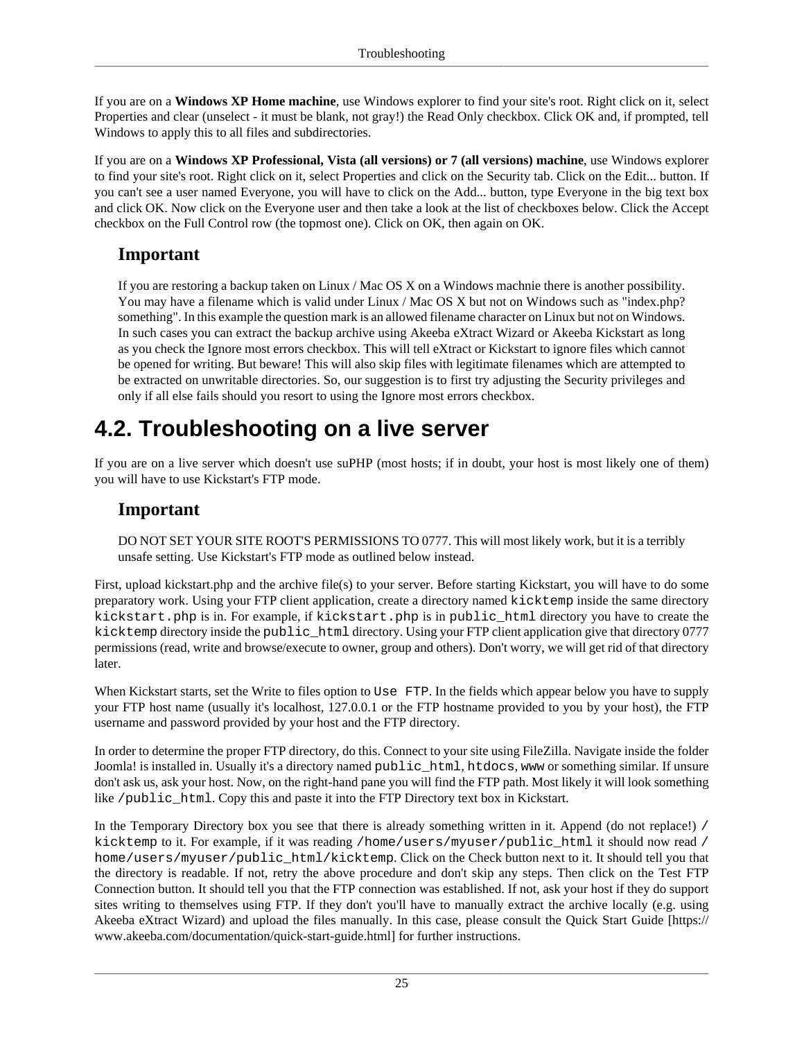If you are on a **Windows XP Home machine**, use Windows explorer to find your site's root. Right click on it, select Properties and clear (unselect - it must be blank, not gray!) the Read Only checkbox. Click OK and, if prompted, tell Windows to apply this to all files and subdirectories.

If you are on a **Windows XP Professional, Vista (all versions) or 7 (all versions) machine**, use Windows explorer to find your site's root. Right click on it, select Properties and click on the Security tab. Click on the Edit... button. If you can't see a user named Everyone, you will have to click on the Add... button, type Everyone in the big text box and click OK. Now click on the Everyone user and then take a look at the list of checkboxes below. Click the Accept checkbox on the Full Control row (the topmost one). Click on OK, then again on OK.

### Important

If you are restoring a backup taken on Linux / Mac OS X on a Windows machnie there is another possibility. You may have a filename which is valid under Linux / Mac OS X but not on Windows such as "index.php?something". In this example the question mark is an allowed filename character on Linux but not on Windows. In such cases you can extract the backup archive using Akeeba eXtract Wizard or Akeeba Kickstart as long as you check the Ignore most errors checkbox. This will tell eXtract or Kickstart to ignore files which cannot be opened for writing. But beware! This will also skip files with legitimate filenames which are attempted to be extracted on unwritable directories. So, our suggestion is to first try adjusting the Security privileges and only if all else fails should you resort to using the Ignore most errors checkbox.

## 4.2. Troubleshooting on a live server

If you are on a live server which doesn't use suPHP (most hosts; if in doubt, your host is most likely one of them) you will have to use Kickstart's FTP mode.

### Important

DO NOT SET YOUR SITE ROOT'S PERMISSIONS TO 0777. This will most likely work, but it is a terribly unsafe setting. Use Kickstart's FTP mode as outlined below instead.

First, upload kickstart.php and the archive file(s) to your server. Before starting Kickstart, you will have to do some preparatory work. Using your FTP client application, create a directory named `kicktemp` inside the same directory `kickstart.php` is in. For example, if `kickstart.php` is in `public_html` directory you have to create the `kicktemp` directory inside the `public_html` directory. Using your FTP client application give that directory 0777 permissions (read, write and browse/execute to owner, group and others). Don't worry, we will get rid of that directory later.

When Kickstart starts, set the Write to files option to `Use FTP`. In the fields which appear below you have to supply your FTP host name (usually it's localhost, 127.0.0.1 or the FTP hostname provided to you by your host), the FTP username and password provided by your host and the FTP directory.

In order to determine the proper FTP directory, do this. Connect to your site using FileZilla. Navigate inside the folder Joomla! is installed in. Usually it's a directory named `public_html`, `htdocs`, `www` or something similar. If unsure don't ask us, ask your host. Now, on the right-hand pane you will find the FTP path. Most likely it will look something like `/public_html`. Copy this and paste it into the FTP Directory text box in Kickstart.

In the Temporary Directory box you see that there is already something written in it. Append (do not replace!) `/kicktemp` to it. For example, if it was reading `/home/users/myuser/public_html` it should now read `/home/users/myuser/public_html/kicktemp`. Click on the Check button next to it. It should tell you that the directory is readable. If not, retry the above procedure and don't skip any steps. Then click on the Test FTP Connection button. It should tell you that the FTP connection was established. If not, ask your host if they do support sites writing to themselves using FTP. If they don't you'll have to manually extract the archive locally (e.g. using Akeeba eXtract Wizard) and upload the files manually. In this case, please consult the Quick Start Guide [https://www.akeeba.com/documentation/quick-start-guide.html] for further instructions.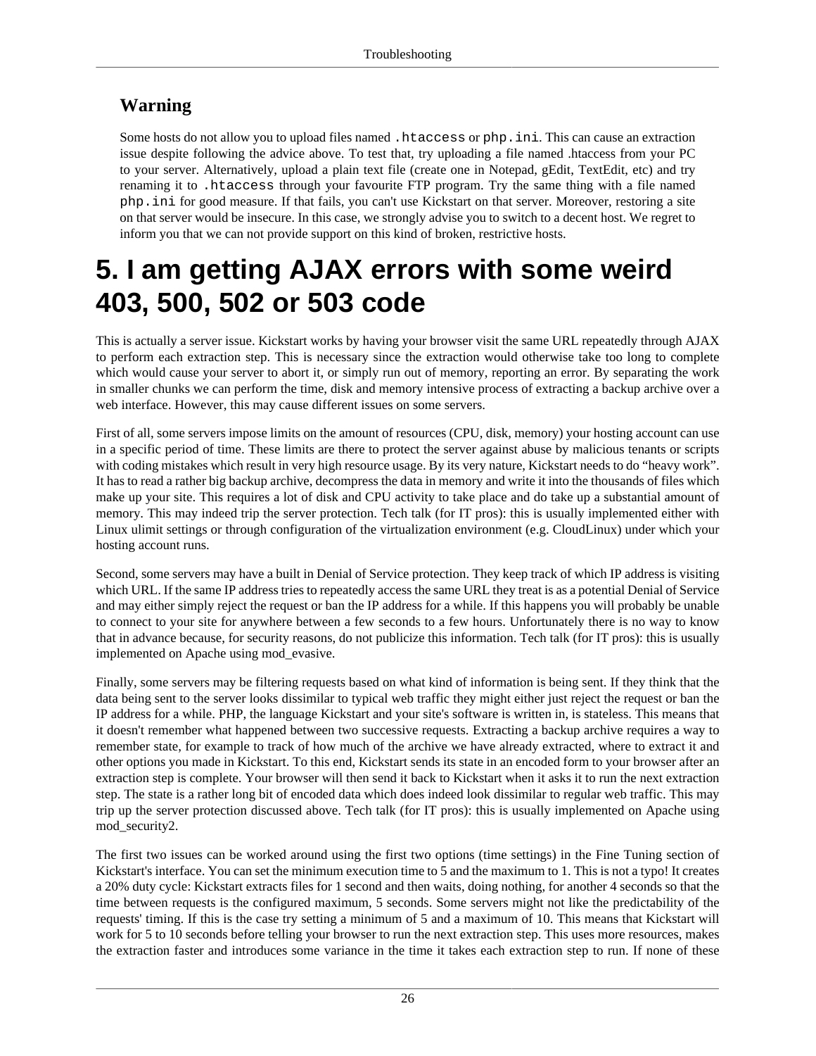### Warning

Some hosts do not allow you to upload files named `.htaccess` or `php.ini`. This can cause an extraction issue despite following the advice above. To test that, try uploading a file named .htaccess from your PC to your server. Alternatively, upload a plain text file (create one in Notepad, gEdit, TextEdit, etc) and try renaming it to `.htaccess` through your favourite FTP program. Try the same thing with a file named `php.ini` for good measure. If that fails, you can't use Kickstart on that server. Moreover, restoring a site on that server would be insecure. In this case, we strongly advise you to switch to a decent host. We regret to inform you that we can not provide support on this kind of broken, restrictive hosts.

# 5. I am getting AJAX errors with some weird 403, 500, 502 or 503 code

This is actually a server issue. Kickstart works by having your browser visit the same URL repeatedly through AJAX to perform each extraction step. This is necessary since the extraction would otherwise take too long to complete which would cause your server to abort it, or simply run out of memory, reporting an error. By separating the work in smaller chunks we can perform the time, disk and memory intensive process of extracting a backup archive over a web interface. However, this may cause different issues on some servers.

First of all, some servers impose limits on the amount of resources (CPU, disk, memory) your hosting account can use in a specific period of time. These limits are there to protect the server against abuse by malicious tenants or scripts with coding mistakes which result in very high resource usage. By its very nature, Kickstart needs to do "heavy work". It has to read a rather big backup archive, decompress the data in memory and write it into the thousands of files which make up your site. This requires a lot of disk and CPU activity to take place and do take up a substantial amount of memory. This may indeed trip the server protection. Tech talk (for IT pros): this is usually implemented either with Linux ulimit settings or through configuration of the virtualization environment (e.g. CloudLinux) under which your hosting account runs.

Second, some servers may have a built in Denial of Service protection. They keep track of which IP address is visiting which URL. If the same IP address tries to repeatedly access the same URL they treat is as a potential Denial of Service and may either simply reject the request or ban the IP address for a while. If this happens you will probably be unable to connect to your site for anywhere between a few seconds to a few hours. Unfortunately there is no way to know that in advance because, for security reasons, do not publicize this information. Tech talk (for IT pros): this is usually implemented on Apache using mod_evasive.

Finally, some servers may be filtering requests based on what kind of information is being sent. If they think that the data being sent to the server looks dissimilar to typical web traffic they might either just reject the request or ban the IP address for a while. PHP, the language Kickstart and your site's software is written in, is stateless. This means that it doesn't remember what happened between two successive requests. Extracting a backup archive requires a way to remember state, for example to track of how much of the archive we have already extracted, where to extract it and other options you made in Kickstart. To this end, Kickstart sends its state in an encoded form to your browser after an extraction step is complete. Your browser will then send it back to Kickstart when it asks it to run the next extraction step. The state is a rather long bit of encoded data which does indeed look dissimilar to regular web traffic. This may trip up the server protection discussed above. Tech talk (for IT pros): this is usually implemented on Apache using mod_security2.

The first two issues can be worked around using the first two options (time settings) in the Fine Tuning section of Kickstart's interface. You can set the minimum execution time to 5 and the maximum to 1. This is not a typo! It creates a 20% duty cycle: Kickstart extracts files for 1 second and then waits, doing nothing, for another 4 seconds so that the time between requests is the configured maximum, 5 seconds. Some servers might not like the predictability of the requests' timing. If this is the case try setting a minimum of 5 and a maximum of 10. This means that Kickstart will work for 5 to 10 seconds before telling your browser to run the next extraction step. This uses more resources, makes the extraction faster and introduces some variance in the time it takes each extraction step to run. If none of these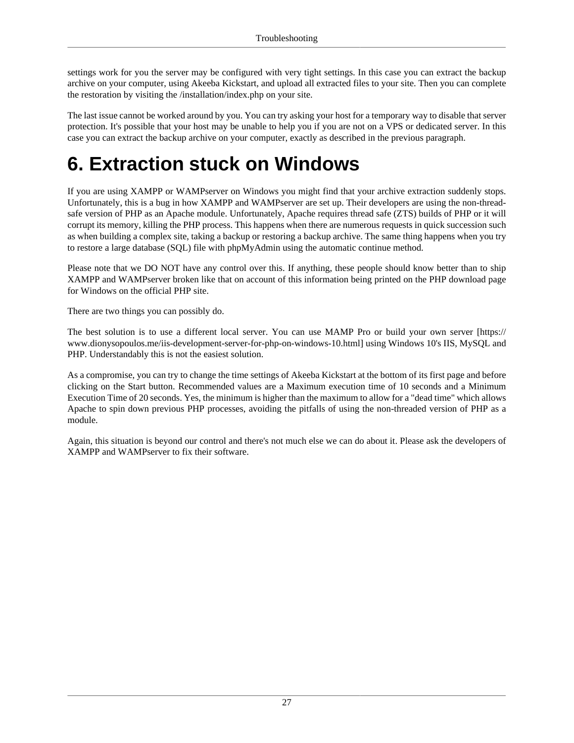settings work for you the server may be configured with very tight settings. In this case you can extract the backup archive on your computer, using Akeeba Kickstart, and upload all extracted files to your site. Then you can complete the restoration by visiting the /installation/index.php on your site.

The last issue cannot be worked around by you. You can try asking your host for a temporary way to disable that server protection. It's possible that your host may be unable to help you if you are not on a VPS or dedicated server. In this case you can extract the backup archive on your computer, exactly as described in the previous paragraph.

# 6. Extraction stuck on Windows

If you are using XAMPP or WAMPserver on Windows you might find that your archive extraction suddenly stops. Unfortunately, this is a bug in how XAMPP and WAMPserver are set up. Their developers are using the non-thread-safe version of PHP as an Apache module. Unfortunately, Apache requires thread safe (ZTS) builds of PHP or it will corrupt its memory, killing the PHP process. This happens when there are numerous requests in quick succession such as when building a complex site, taking a backup or restoring a backup archive. The same thing happens when you try to restore a large database (SQL) file with phpMyAdmin using the automatic continue method.

Please note that we DO NOT have any control over this. If anything, these people should know better than to ship XAMPP and WAMPserver broken like that on account of this information being printed on the PHP download page for Windows on the official PHP site.

There are two things you can possibly do.

The best solution is to use a different local server. You can use MAMP Pro or build your own server [https://www.dionysopoulos.me/iis-development-server-for-php-on-windows-10.html] using Windows 10's IIS, MySQL and PHP. Understandably this is not the easiest solution.

As a compromise, you can try to change the time settings of Akeeba Kickstart at the bottom of its first page and before clicking on the Start button. Recommended values are a Maximum execution time of 10 seconds and a Minimum Execution Time of 20 seconds. Yes, the minimum is higher than the maximum to allow for a "dead time" which allows Apache to spin down previous PHP processes, avoiding the pitfalls of using the non-threaded version of PHP as a module.

Again, this situation is beyond our control and there's not much else we can do about it. Please ask the developers of XAMPP and WAMPserver to fix their software.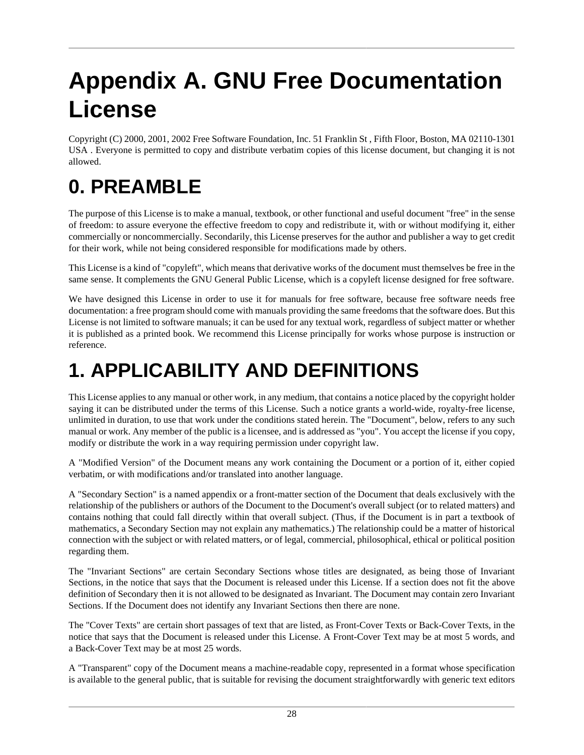# Appendix A. GNU Free Documentation License

Copyright (C) 2000, 2001, 2002 Free Software Foundation, Inc. 51 Franklin St , Fifth Floor, Boston, MA 02110-1301 USA . Everyone is permitted to copy and distribute verbatim copies of this license document, but changing it is not allowed.

# 0. PREAMBLE

The purpose of this License is to make a manual, textbook, or other functional and useful document "free" in the sense of freedom: to assure everyone the effective freedom to copy and redistribute it, with or without modifying it, either commercially or noncommercially. Secondarily, this License preserves for the author and publisher a way to get credit for their work, while not being considered responsible for modifications made by others.

This License is a kind of "copyleft", which means that derivative works of the document must themselves be free in the same sense. It complements the GNU General Public License, which is a copyleft license designed for free software.

We have designed this License in order to use it for manuals for free software, because free software needs free documentation: a free program should come with manuals providing the same freedoms that the software does. But this License is not limited to software manuals; it can be used for any textual work, regardless of subject matter or whether it is published as a printed book. We recommend this License principally for works whose purpose is instruction or reference.

# 1. APPLICABILITY AND DEFINITIONS

This License applies to any manual or other work, in any medium, that contains a notice placed by the copyright holder saying it can be distributed under the terms of this License. Such a notice grants a world-wide, royalty-free license, unlimited in duration, to use that work under the conditions stated herein. The "Document", below, refers to any such manual or work. Any member of the public is a licensee, and is addressed as "you". You accept the license if you copy, modify or distribute the work in a way requiring permission under copyright law.

A "Modified Version" of the Document means any work containing the Document or a portion of it, either copied verbatim, or with modifications and/or translated into another language.

A "Secondary Section" is a named appendix or a front-matter section of the Document that deals exclusively with the relationship of the publishers or authors of the Document to the Document's overall subject (or to related matters) and contains nothing that could fall directly within that overall subject. (Thus, if the Document is in part a textbook of mathematics, a Secondary Section may not explain any mathematics.) The relationship could be a matter of historical connection with the subject or with related matters, or of legal, commercial, philosophical, ethical or political position regarding them.

The "Invariant Sections" are certain Secondary Sections whose titles are designated, as being those of Invariant Sections, in the notice that says that the Document is released under this License. If a section does not fit the above definition of Secondary then it is not allowed to be designated as Invariant. The Document may contain zero Invariant Sections. If the Document does not identify any Invariant Sections then there are none.

The "Cover Texts" are certain short passages of text that are listed, as Front-Cover Texts or Back-Cover Texts, in the notice that says that the Document is released under this License. A Front-Cover Text may be at most 5 words, and a Back-Cover Text may be at most 25 words.

A "Transparent" copy of the Document means a machine-readable copy, represented in a format whose specification is available to the general public, that is suitable for revising the document straightforwardly with generic text editors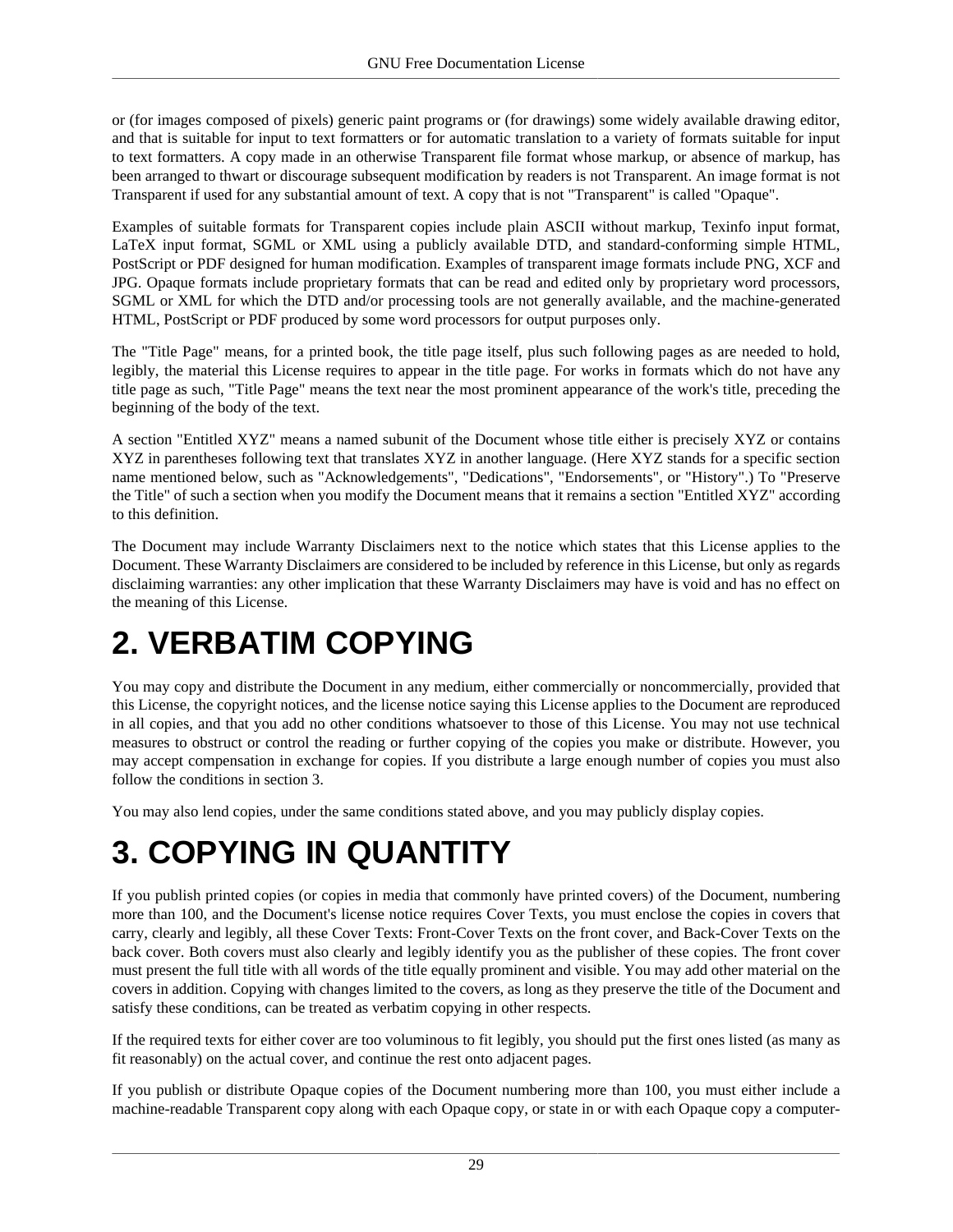or (for images composed of pixels) generic paint programs or (for drawings) some widely available drawing editor, and that is suitable for input to text formatters or for automatic translation to a variety of formats suitable for input to text formatters. A copy made in an otherwise Transparent file format whose markup, or absence of markup, has been arranged to thwart or discourage subsequent modification by readers is not Transparent. An image format is not Transparent if used for any substantial amount of text. A copy that is not "Transparent" is called "Opaque".

Examples of suitable formats for Transparent copies include plain ASCII without markup, Texinfo input format, LaTeX input format, SGML or XML using a publicly available DTD, and standard-conforming simple HTML, PostScript or PDF designed for human modification. Examples of transparent image formats include PNG, XCF and JPG. Opaque formats include proprietary formats that can be read and edited only by proprietary word processors, SGML or XML for which the DTD and/or processing tools are not generally available, and the machine-generated HTML, PostScript or PDF produced by some word processors for output purposes only.

The "Title Page" means, for a printed book, the title page itself, plus such following pages as are needed to hold, legibly, the material this License requires to appear in the title page. For works in formats which do not have any title page as such, "Title Page" means the text near the most prominent appearance of the work's title, preceding the beginning of the body of the text.

A section "Entitled XYZ" means a named subunit of the Document whose title either is precisely XYZ or contains XYZ in parentheses following text that translates XYZ in another language. (Here XYZ stands for a specific section name mentioned below, such as "Acknowledgements", "Dedications", "Endorsements", or "History".) To "Preserve the Title" of such a section when you modify the Document means that it remains a section "Entitled XYZ" according to this definition.

The Document may include Warranty Disclaimers next to the notice which states that this License applies to the Document. These Warranty Disclaimers are considered to be included by reference in this License, but only as regards disclaiming warranties: any other implication that these Warranty Disclaimers may have is void and has no effect on the meaning of this License.

# 2. VERBATIM COPYING

You may copy and distribute the Document in any medium, either commercially or noncommercially, provided that this License, the copyright notices, and the license notice saying this License applies to the Document are reproduced in all copies, and that you add no other conditions whatsoever to those of this License. You may not use technical measures to obstruct or control the reading or further copying of the copies you make or distribute. However, you may accept compensation in exchange for copies. If you distribute a large enough number of copies you must also follow the conditions in section 3.

You may also lend copies, under the same conditions stated above, and you may publicly display copies.

# 3. COPYING IN QUANTITY

If you publish printed copies (or copies in media that commonly have printed covers) of the Document, numbering more than 100, and the Document's license notice requires Cover Texts, you must enclose the copies in covers that carry, clearly and legibly, all these Cover Texts: Front-Cover Texts on the front cover, and Back-Cover Texts on the back cover. Both covers must also clearly and legibly identify you as the publisher of these copies. The front cover must present the full title with all words of the title equally prominent and visible. You may add other material on the covers in addition. Copying with changes limited to the covers, as long as they preserve the title of the Document and satisfy these conditions, can be treated as verbatim copying in other respects.

If the required texts for either cover are too voluminous to fit legibly, you should put the first ones listed (as many as fit reasonably) on the actual cover, and continue the rest onto adjacent pages.

If you publish or distribute Opaque copies of the Document numbering more than 100, you must either include a machine-readable Transparent copy along with each Opaque copy, or state in or with each Opaque copy a computer-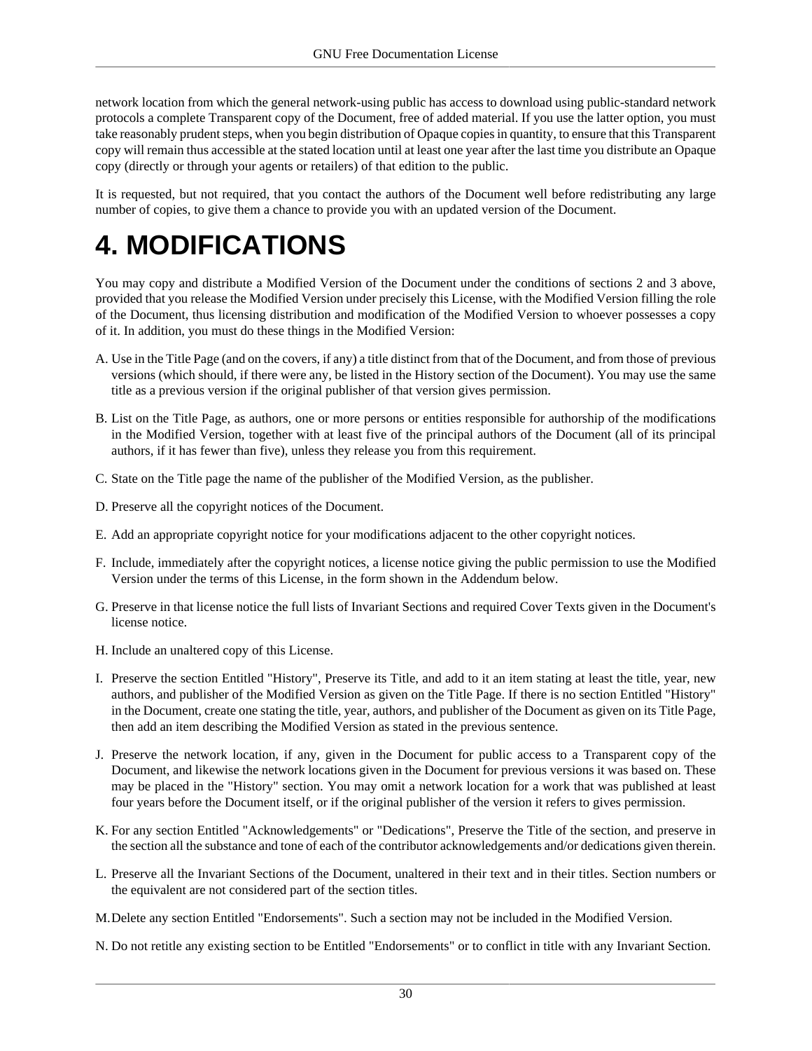network location from which the general network-using public has access to download using public-standard network protocols a complete Transparent copy of the Document, free of added material. If you use the latter option, you must take reasonably prudent steps, when you begin distribution of Opaque copies in quantity, to ensure that this Transparent copy will remain thus accessible at the stated location until at least one year after the last time you distribute an Opaque copy (directly or through your agents or retailers) of that edition to the public.

It is requested, but not required, that you contact the authors of the Document well before redistributing any large number of copies, to give them a chance to provide you with an updated version of the Document.

# 4. MODIFICATIONS

You may copy and distribute a Modified Version of the Document under the conditions of sections 2 and 3 above, provided that you release the Modified Version under precisely this License, with the Modified Version filling the role of the Document, thus licensing distribution and modification of the Modified Version to whoever possesses a copy of it. In addition, you must do these things in the Modified Version:

A. Use in the Title Page (and on the covers, if any) a title distinct from that of the Document, and from those of previous versions (which should, if there were any, be listed in the History section of the Document). You may use the same title as a previous version if the original publisher of that version gives permission.

B. List on the Title Page, as authors, one or more persons or entities responsible for authorship of the modifications in the Modified Version, together with at least five of the principal authors of the Document (all of its principal authors, if it has fewer than five), unless they release you from this requirement.

C. State on the Title page the name of the publisher of the Modified Version, as the publisher.

D. Preserve all the copyright notices of the Document.

E. Add an appropriate copyright notice for your modifications adjacent to the other copyright notices.

F. Include, immediately after the copyright notices, a license notice giving the public permission to use the Modified Version under the terms of this License, in the form shown in the Addendum below.

G. Preserve in that license notice the full lists of Invariant Sections and required Cover Texts given in the Document's license notice.

H. Include an unaltered copy of this License.

I. Preserve the section Entitled "History", Preserve its Title, and add to it an item stating at least the title, year, new authors, and publisher of the Modified Version as given on the Title Page. If there is no section Entitled "History" in the Document, create one stating the title, year, authors, and publisher of the Document as given on its Title Page, then add an item describing the Modified Version as stated in the previous sentence.

J. Preserve the network location, if any, given in the Document for public access to a Transparent copy of the Document, and likewise the network locations given in the Document for previous versions it was based on. These may be placed in the "History" section. You may omit a network location for a work that was published at least four years before the Document itself, or if the original publisher of the version it refers to gives permission.

K. For any section Entitled "Acknowledgements" or "Dedications", Preserve the Title of the section, and preserve in the section all the substance and tone of each of the contributor acknowledgements and/or dedications given therein.

L. Preserve all the Invariant Sections of the Document, unaltered in their text and in their titles. Section numbers or the equivalent are not considered part of the section titles.

M. Delete any section Entitled "Endorsements". Such a section may not be included in the Modified Version.

N. Do not retitle any existing section to be Entitled "Endorsements" or to conflict in title with any Invariant Section.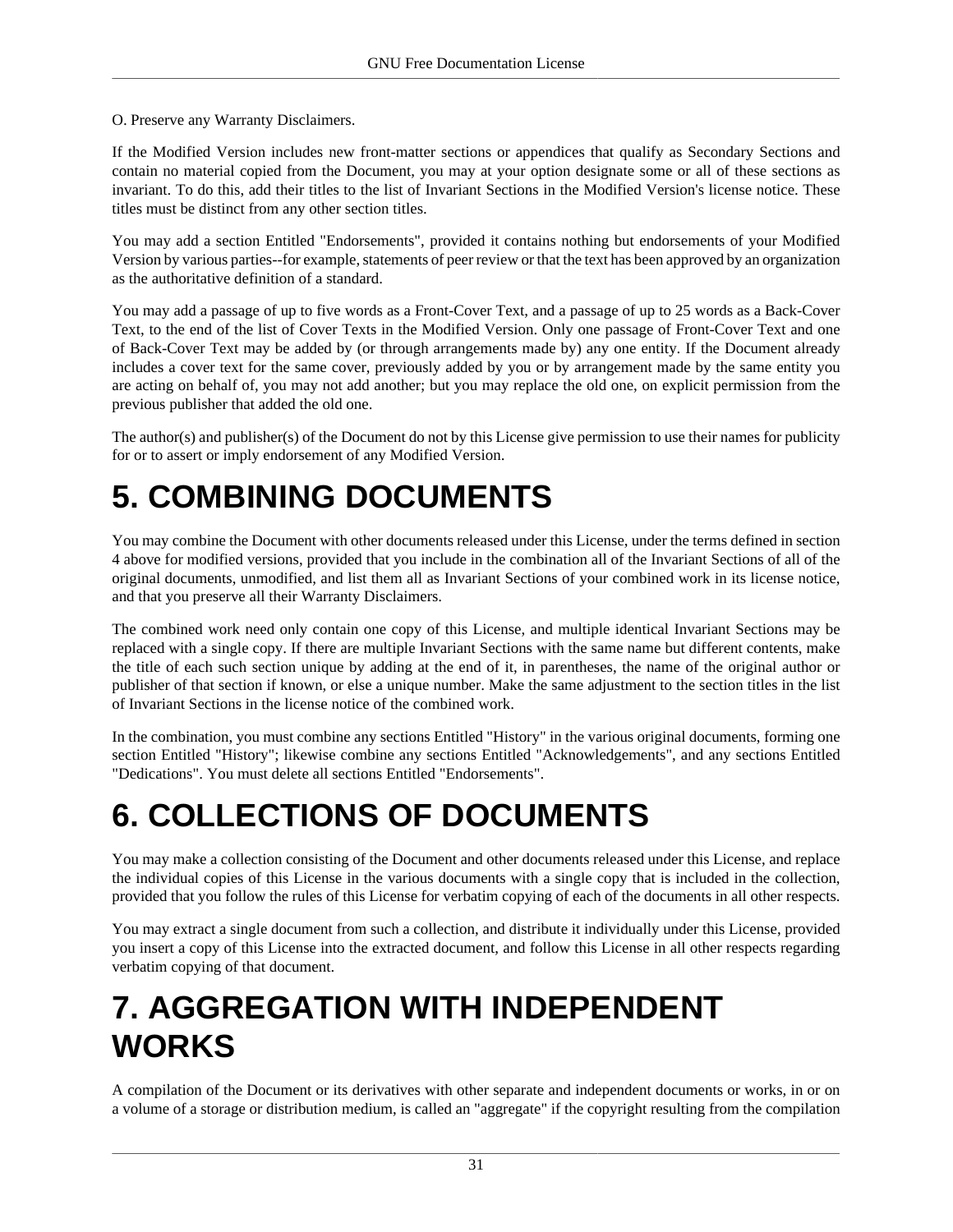O. Preserve any Warranty Disclaimers.

If the Modified Version includes new front-matter sections or appendices that qualify as Secondary Sections and contain no material copied from the Document, you may at your option designate some or all of these sections as invariant. To do this, add their titles to the list of Invariant Sections in the Modified Version's license notice. These titles must be distinct from any other section titles.

You may add a section Entitled "Endorsements", provided it contains nothing but endorsements of your Modified Version by various parties--for example, statements of peer review or that the text has been approved by an organization as the authoritative definition of a standard.

You may add a passage of up to five words as a Front-Cover Text, and a passage of up to 25 words as a Back-Cover Text, to the end of the list of Cover Texts in the Modified Version. Only one passage of Front-Cover Text and one of Back-Cover Text may be added by (or through arrangements made by) any one entity. If the Document already includes a cover text for the same cover, previously added by you or by arrangement made by the same entity you are acting on behalf of, you may not add another; but you may replace the old one, on explicit permission from the previous publisher that added the old one.

The author(s) and publisher(s) of the Document do not by this License give permission to use their names for publicity for or to assert or imply endorsement of any Modified Version.

# 5. COMBINING DOCUMENTS

You may combine the Document with other documents released under this License, under the terms defined in section 4 above for modified versions, provided that you include in the combination all of the Invariant Sections of all of the original documents, unmodified, and list them all as Invariant Sections of your combined work in its license notice, and that you preserve all their Warranty Disclaimers.

The combined work need only contain one copy of this License, and multiple identical Invariant Sections may be replaced with a single copy. If there are multiple Invariant Sections with the same name but different contents, make the title of each such section unique by adding at the end of it, in parentheses, the name of the original author or publisher of that section if known, or else a unique number. Make the same adjustment to the section titles in the list of Invariant Sections in the license notice of the combined work.

In the combination, you must combine any sections Entitled "History" in the various original documents, forming one section Entitled "History"; likewise combine any sections Entitled "Acknowledgements", and any sections Entitled "Dedications". You must delete all sections Entitled "Endorsements".

# 6. COLLECTIONS OF DOCUMENTS

You may make a collection consisting of the Document and other documents released under this License, and replace the individual copies of this License in the various documents with a single copy that is included in the collection, provided that you follow the rules of this License for verbatim copying of each of the documents in all other respects.

You may extract a single document from such a collection, and distribute it individually under this License, provided you insert a copy of this License into the extracted document, and follow this License in all other respects regarding verbatim copying of that document.

# 7. AGGREGATION WITH INDEPENDENT WORKS

A compilation of the Document or its derivatives with other separate and independent documents or works, in or on a volume of a storage or distribution medium, is called an "aggregate" if the copyright resulting from the compilation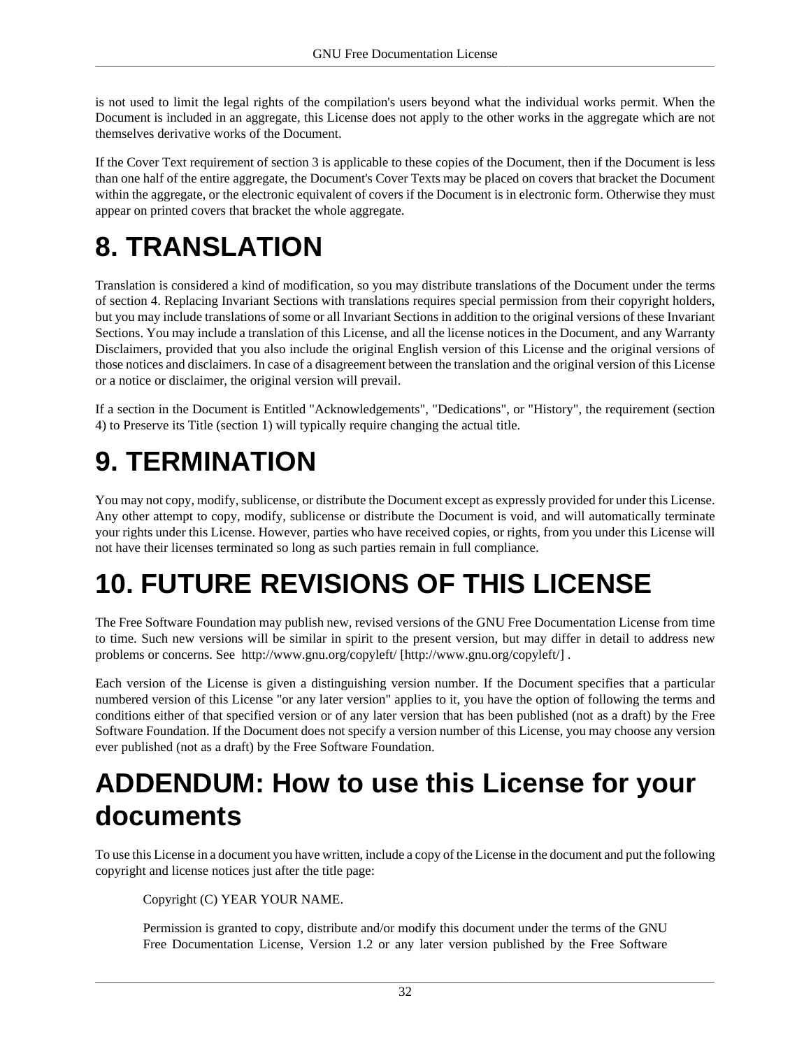is not used to limit the legal rights of the compilation's users beyond what the individual works permit. When the Document is included in an aggregate, this License does not apply to the other works in the aggregate which are not themselves derivative works of the Document.

If the Cover Text requirement of section 3 is applicable to these copies of the Document, then if the Document is less than one half of the entire aggregate, the Document's Cover Texts may be placed on covers that bracket the Document within the aggregate, or the electronic equivalent of covers if the Document is in electronic form. Otherwise they must appear on printed covers that bracket the whole aggregate.

# 8. TRANSLATION

Translation is considered a kind of modification, so you may distribute translations of the Document under the terms of section 4. Replacing Invariant Sections with translations requires special permission from their copyright holders, but you may include translations of some or all Invariant Sections in addition to the original versions of these Invariant Sections. You may include a translation of this License, and all the license notices in the Document, and any Warranty Disclaimers, provided that you also include the original English version of this License and the original versions of those notices and disclaimers. In case of a disagreement between the translation and the original version of this License or a notice or disclaimer, the original version will prevail.

If a section in the Document is Entitled "Acknowledgements", "Dedications", or "History", the requirement (section 4) to Preserve its Title (section 1) will typically require changing the actual title.

# 9. TERMINATION

You may not copy, modify, sublicense, or distribute the Document except as expressly provided for under this License. Any other attempt to copy, modify, sublicense or distribute the Document is void, and will automatically terminate your rights under this License. However, parties who have received copies, or rights, from you under this License will not have their licenses terminated so long as such parties remain in full compliance.

# 10. FUTURE REVISIONS OF THIS LICENSE

The Free Software Foundation may publish new, revised versions of the GNU Free Documentation License from time to time. Such new versions will be similar in spirit to the present version, but may differ in detail to address new problems or concerns. See http://www.gnu.org/copyleft/ [http://www.gnu.org/copyleft/] .

Each version of the License is given a distinguishing version number. If the Document specifies that a particular numbered version of this License "or any later version" applies to it, you have the option of following the terms and conditions either of that specified version or of any later version that has been published (not as a draft) by the Free Software Foundation. If the Document does not specify a version number of this License, you may choose any version ever published (not as a draft) by the Free Software Foundation.

# ADDENDUM: How to use this License for your documents

To use this License in a document you have written, include a copy of the License in the document and put the following copyright and license notices just after the title page:

> Copyright (C) YEAR YOUR NAME.
>
> Permission is granted to copy, distribute and/or modify this document under the terms of the GNU Free Documentation License, Version 1.2 or any later version published by the Free Software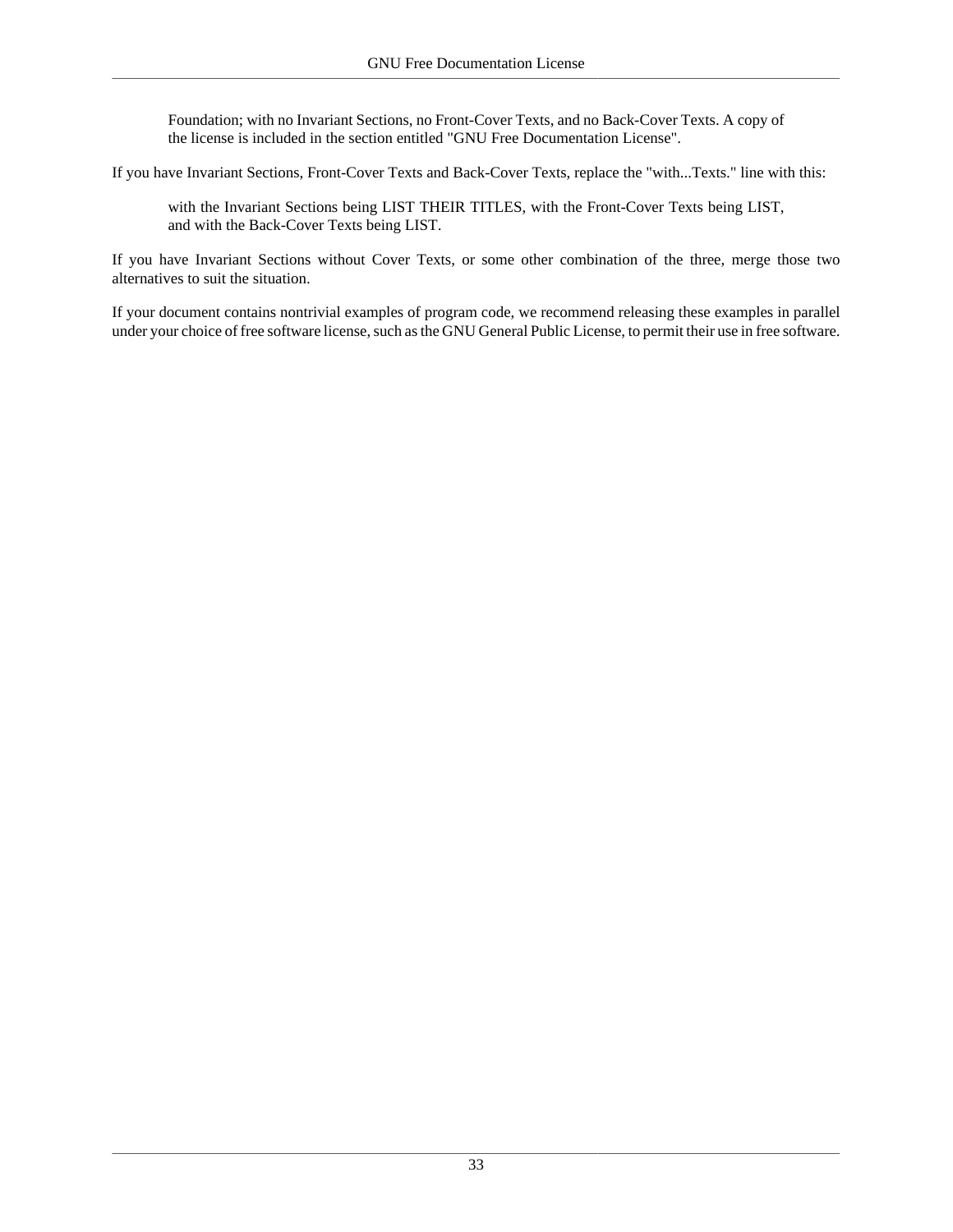> Foundation; with no Invariant Sections, no Front-Cover Texts, and no Back-Cover Texts. A copy of the license is included in the section entitled "GNU Free Documentation License".

If you have Invariant Sections, Front-Cover Texts and Back-Cover Texts, replace the "with...Texts." line with this:

> with the Invariant Sections being LIST THEIR TITLES, with the Front-Cover Texts being LIST, and with the Back-Cover Texts being LIST.

If you have Invariant Sections without Cover Texts, or some other combination of the three, merge those two alternatives to suit the situation.

If your document contains nontrivial examples of program code, we recommend releasing these examples in parallel under your choice of free software license, such as the GNU General Public License, to permit their use in free software.